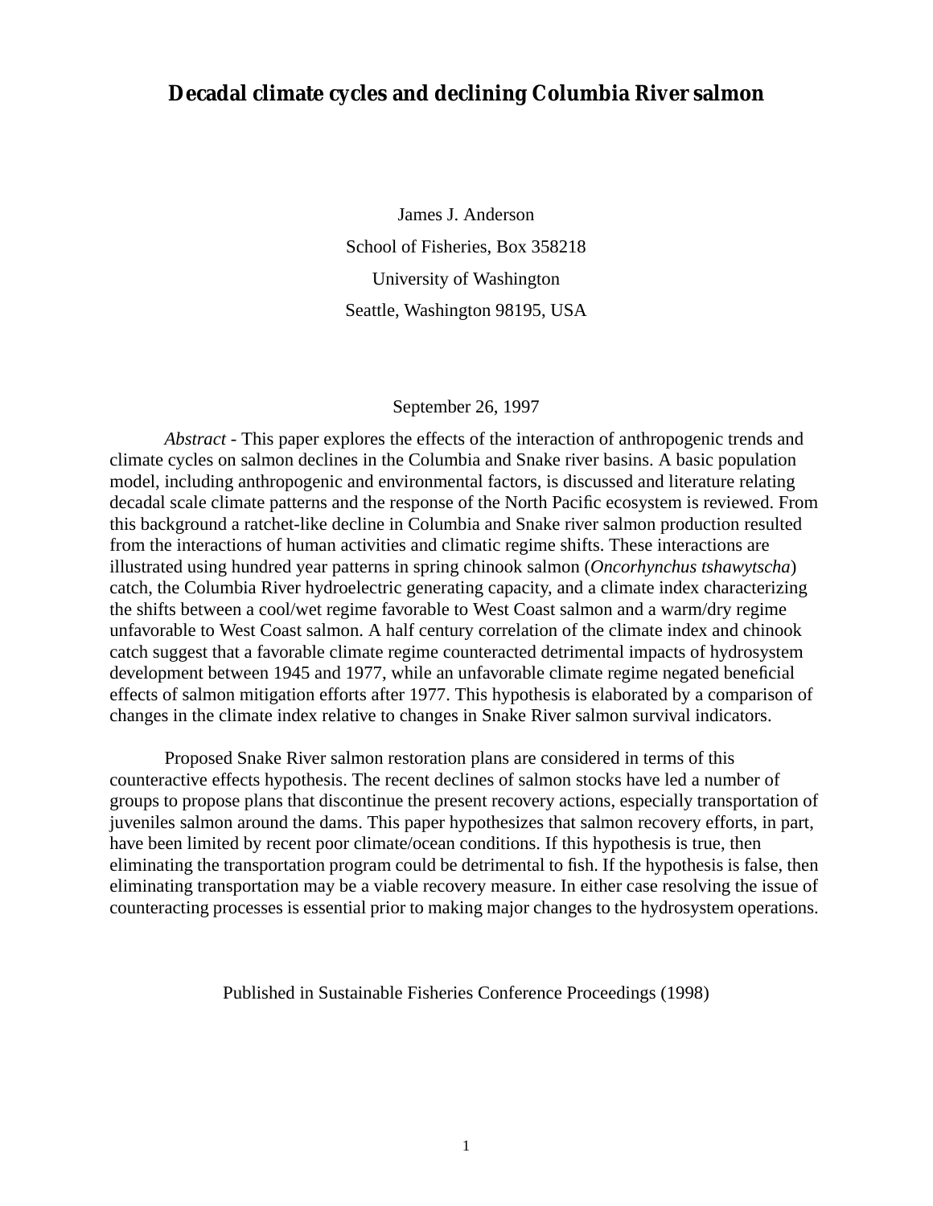# Decadal climate cycles and declining Columbia River salmon

James J. Anderson

School of Fisheries, Box 358218

University of Washington

Seattle, Washington 98195, USA

September 26, 1997

*Abstract* - This paper explores the effects of the interaction of anthropogenic trends and climate cycles on salmon declines in the Columbia and Snake river basins. A basic population model, including anthropogenic and environmental factors, is discussed and literature relating decadal scale climate patterns and the response of the North Pacific ecosystem is reviewed. From this background a ratchet-like decline in Columbia and Snake river salmon production resulted from the interactions of human activities and climatic regime shifts. These interactions are illustrated using hundred year patterns in spring chinook salmon (*Oncorhynchus tshawytscha*) catch, the Columbia River hydroelectric generating capacity, and a climate index characterizing the shifts between a cool/wet regime favorable to West Coast salmon and a warm/dry regime unfavorable to West Coast salmon. A half century correlation of the climate index and chinook catch suggest that a favorable climate regime counteracted detrimental impacts of hydrosystem development between 1945 and 1977, while an unfavorable climate regime negated beneficial effects of salmon mitigation efforts after 1977. This hypothesis is elaborated by a comparison of changes in the climate index relative to changes in Snake River salmon survival indicators.

Proposed Snake River salmon restoration plans are considered in terms of this counteractive effects hypothesis. The recent declines of salmon stocks have led a number of groups to propose plans that discontinue the present recovery actions, especially transportation of juveniles salmon around the dams. This paper hypothesizes that salmon recovery efforts, in part, have been limited by recent poor climate/ocean conditions. If this hypothesis is true, then eliminating the transportation program could be detrimental to fish. If the hypothesis is false, then eliminating transportation may be a viable recovery measure. In either case resolving the issue of counteracting processes is essential prior to making major changes to the hydrosystem operations.

Published in Sustainable Fisheries Conference Proceedings (1998)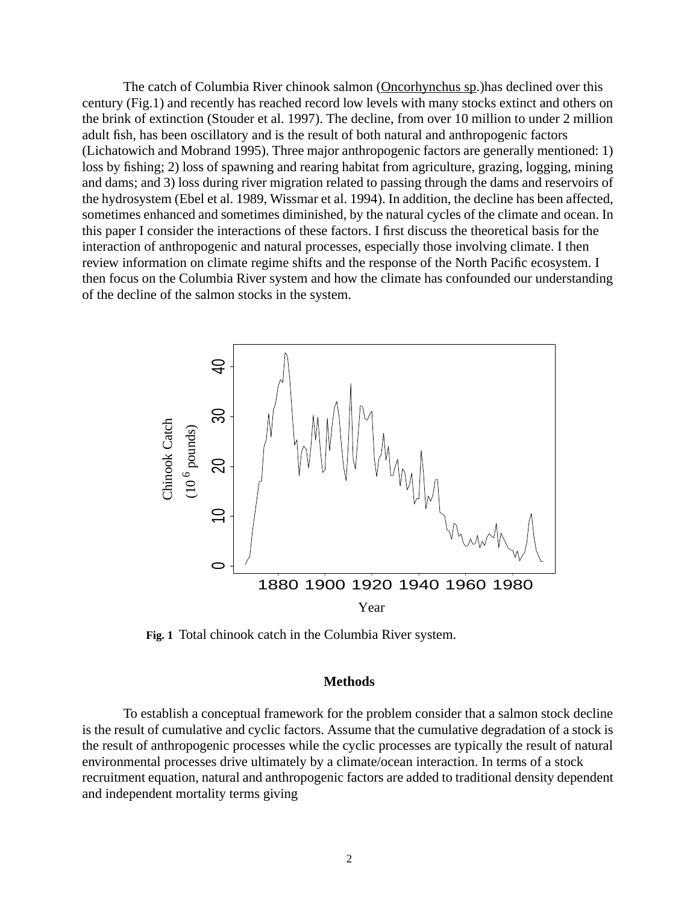The catch of Columbia River chinook salmon (Oncorhynchus sp.)has declined over this century (Fig.1) and recently has reached record low levels with many stocks extinct and others on the brink of extinction (Stouder et al. 1997). The decline, from over 10 million to under 2 million adult fish, has been oscillatory and is the result of both natural and anthropogenic factors (Lichatowich and Mobrand 1995). Three major anthropogenic factors are generally mentioned: 1) loss by fishing; 2) loss of spawning and rearing habitat from agriculture, grazing, logging, mining and dams; and 3) loss during river migration related to passing through the dams and reservoirs of the hydrosystem (Ebel et al. 1989, Wissmar et al. 1994). In addition, the decline has been affected, sometimes enhanced and sometimes diminished, by the natural cycles of the climate and ocean. In this paper I consider the interactions of these factors. I first discuss the theoretical basis for the interaction of anthropogenic and natural processes, especially those involving climate. I then review information on climate regime shifts and the response of the North Pacific ecosystem. I then focus on the Columbia River system and how the climate has confounded our understanding of the decline of the salmon stocks in the system.

**Fig. 1** Total chinook catch in the Columbia River system.

## Methods

To establish a conceptual framework for the problem consider that a salmon stock decline is the result of cumulative and cyclic factors. Assume that the cumulative degradation of a stock is the result of anthropogenic processes while the cyclic processes are typically the result of natural environmental processes drive ultimately by a climate/ocean interaction. In terms of a stock recruitment equation, natural and anthropogenic factors are added to traditional density dependent and independent mortality terms giving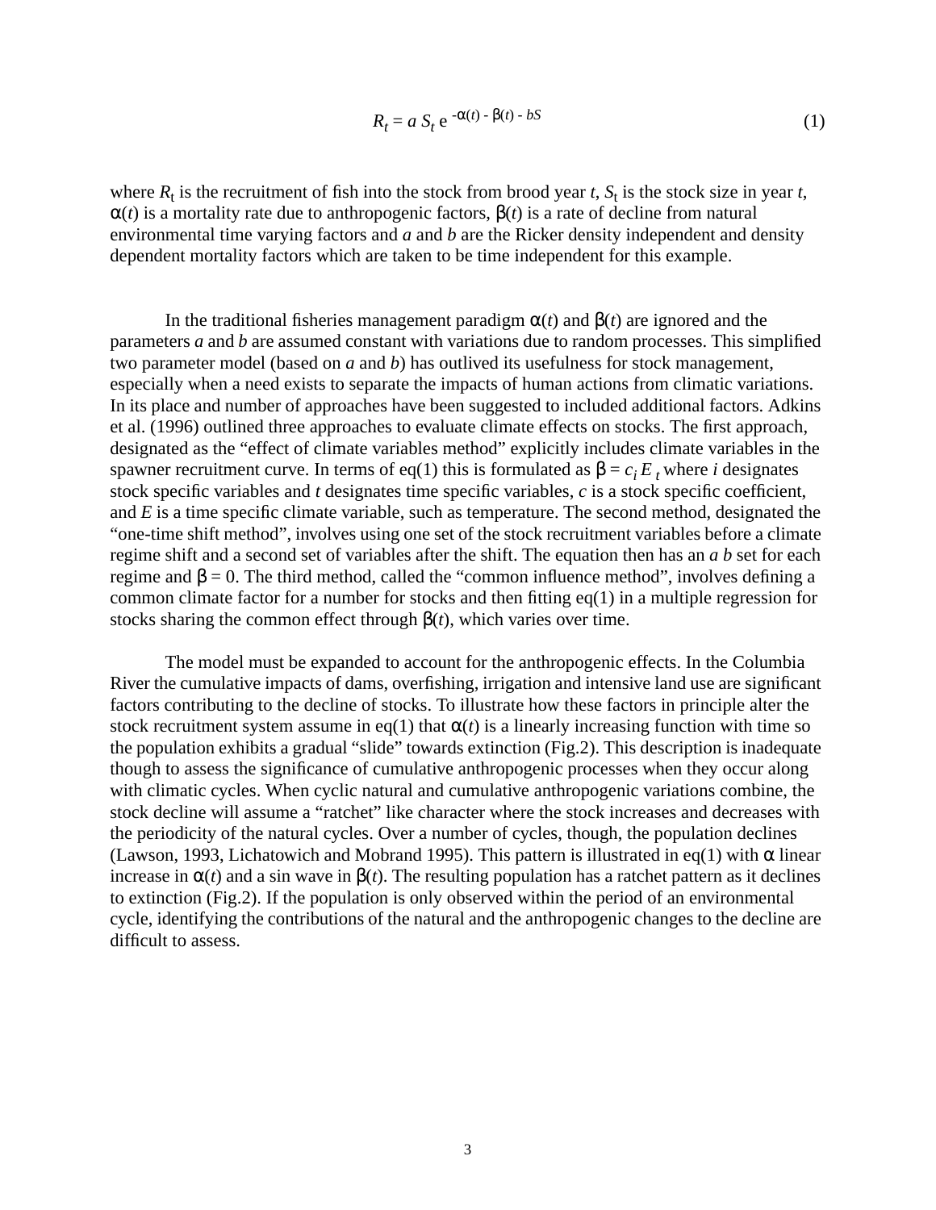$$R_t = a\, S_t\, e^{-\alpha(t) - \beta(t) - bS} \tag{1}$$

where $R_t$ is the recruitment of fish into the stock from brood year *t*, $S_t$ is the stock size in year *t*, $\alpha(t)$ is a mortality rate due to anthropogenic factors, $\beta(t)$ is a rate of decline from natural environmental time varying factors and *a* and *b* are the Ricker density independent and density dependent mortality factors which are taken to be time independent for this example.

In the traditional fisheries management paradigm $\alpha(t)$ and $\beta(t)$ are ignored and the parameters *a* and *b* are assumed constant with variations due to random processes. This simplified two parameter model (based on *a* and *b*) has outlived its usefulness for stock management, especially when a need exists to separate the impacts of human actions from climatic variations. In its place and number of approaches have been suggested to included additional factors. Adkins et al. (1996) outlined three approaches to evaluate climate effects on stocks. The first approach, designated as the "effect of climate variables method" explicitly includes climate variables in the spawner recruitment curve. In terms of eq(1) this is formulated as $\beta = c_i E_t$ where *i* designates stock specific variables and *t* designates time specific variables, *c* is a stock specific coefficient, and *E* is a time specific climate variable, such as temperature. The second method, designated the "one-time shift method", involves using one set of the stock recruitment variables before a climate regime shift and a second set of variables after the shift. The equation then has an *a b* set for each regime and $\beta = 0$. The third method, called the "common influence method", involves defining a common climate factor for a number for stocks and then fitting eq(1) in a multiple regression for stocks sharing the common effect through $\beta(t)$, which varies over time.

The model must be expanded to account for the anthropogenic effects. In the Columbia River the cumulative impacts of dams, overfishing, irrigation and intensive land use are significant factors contributing to the decline of stocks. To illustrate how these factors in principle alter the stock recruitment system assume in eq(1) that $\alpha(t)$ is a linearly increasing function with time so the population exhibits a gradual "slide" towards extinction (Fig.2). This description is inadequate though to assess the significance of cumulative anthropogenic processes when they occur along with climatic cycles. When cyclic natural and cumulative anthropogenic variations combine, the stock decline will assume a "ratchet" like character where the stock increases and decreases with the periodicity of the natural cycles. Over a number of cycles, though, the population declines (Lawson, 1993, Lichatowich and Mobrand 1995). This pattern is illustrated in eq(1) with $\alpha$ linear increase in $\alpha(t)$ and a sin wave in $\beta(t)$. The resulting population has a ratchet pattern as it declines to extinction (Fig.2). If the population is only observed within the period of an environmental cycle, identifying the contributions of the natural and the anthropogenic changes to the decline are difficult to assess.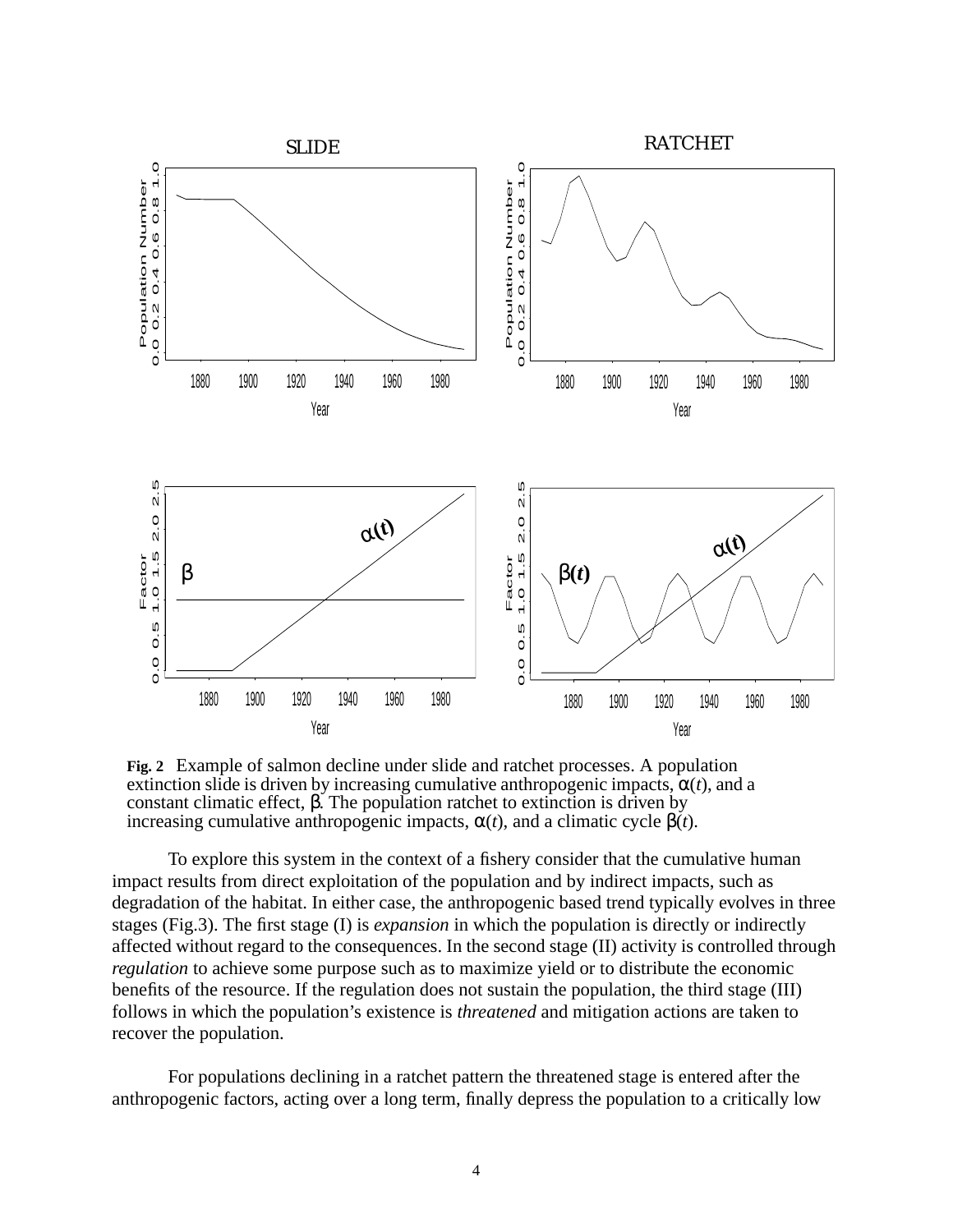**Fig. 2** Example of salmon decline under slide and ratchet processes. A population extinction slide is driven by increasing cumulative anthropogenic impacts, $\alpha(t)$, and a constant climatic effect, $\beta$. The population ratchet to extinction is driven by increasing cumulative anthropogenic impacts, $\alpha(t)$, and a climatic cycle $\beta(t)$.

To explore this system in the context of a fishery consider that the cumulative human impact results from direct exploitation of the population and by indirect impacts, such as degradation of the habitat. In either case, the anthropogenic based trend typically evolves in three stages (Fig.3). The first stage (I) is *expansion* in which the population is directly or indirectly affected without regard to the consequences. In the second stage (II) activity is controlled through *regulation* to achieve some purpose such as to maximize yield or to distribute the economic benefits of the resource. If the regulation does not sustain the population, the third stage (III) follows in which the population's existence is *threatened* and mitigation actions are taken to recover the population.

For populations declining in a ratchet pattern the threatened stage is entered after the anthropogenic factors, acting over a long term, finally depress the population to a critically low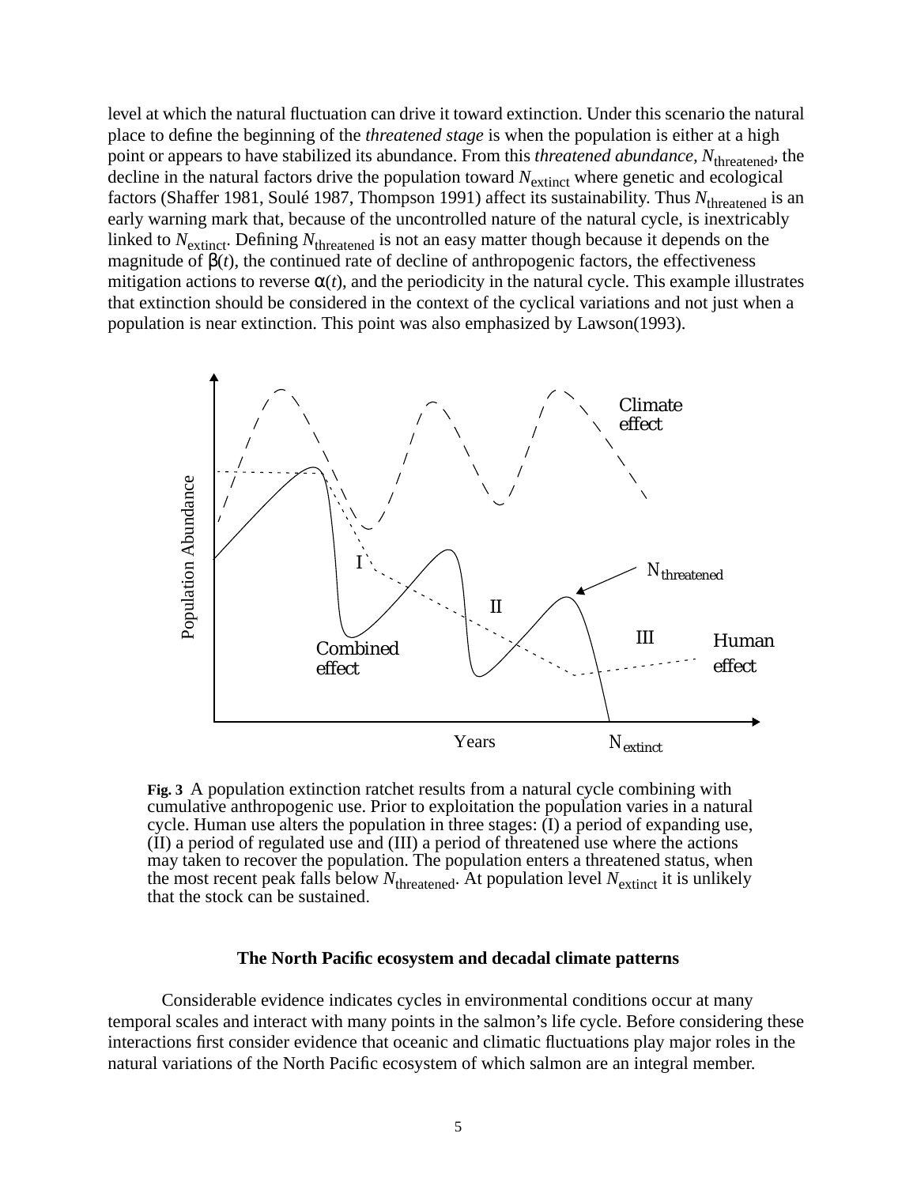level at which the natural fluctuation can drive it toward extinction. Under this scenario the natural place to define the beginning of the *threatened stage* is when the population is either at a high point or appears to have stabilized its abundance. From this *threatened abundance*, $N_{threatened}$, the decline in the natural factors drive the population toward $N_{extinct}$ where genetic and ecological factors (Shaffer 1981, Soulé 1987, Thompson 1991) affect its sustainability. Thus $N_{threatened}$ is an early warning mark that, because of the uncontrolled nature of the natural cycle, is inextricably linked to $N_{extinct}$. Defining $N_{threatened}$ is not an easy matter though because it depends on the magnitude of $\beta(t)$, the continued rate of decline of anthropogenic factors, the effectiveness mitigation actions to reverse $\alpha(t)$, and the periodicity in the natural cycle. This example illustrates that extinction should be considered in the context of the cyclical variations and not just when a population is near extinction. This point was also emphasized by Lawson(1993).

**Fig. 3** A population extinction ratchet results from a natural cycle combining with cumulative anthropogenic use. Prior to exploitation the population varies in a natural cycle. Human use alters the population in three stages: (I) a period of expanding use, (II) a period of regulated use and (III) a period of threatened use where the actions may taken to recover the population. The population enters a threatened status, when the most recent peak falls below $N_{threatened}$. At population level $N_{extinct}$ it is unlikely that the stock can be sustained.

## The North Pacific ecosystem and decadal climate patterns

Considerable evidence indicates cycles in environmental conditions occur at many temporal scales and interact with many points in the salmon's life cycle. Before considering these interactions first consider evidence that oceanic and climatic fluctuations play major roles in the natural variations of the North Pacific ecosystem of which salmon are an integral member.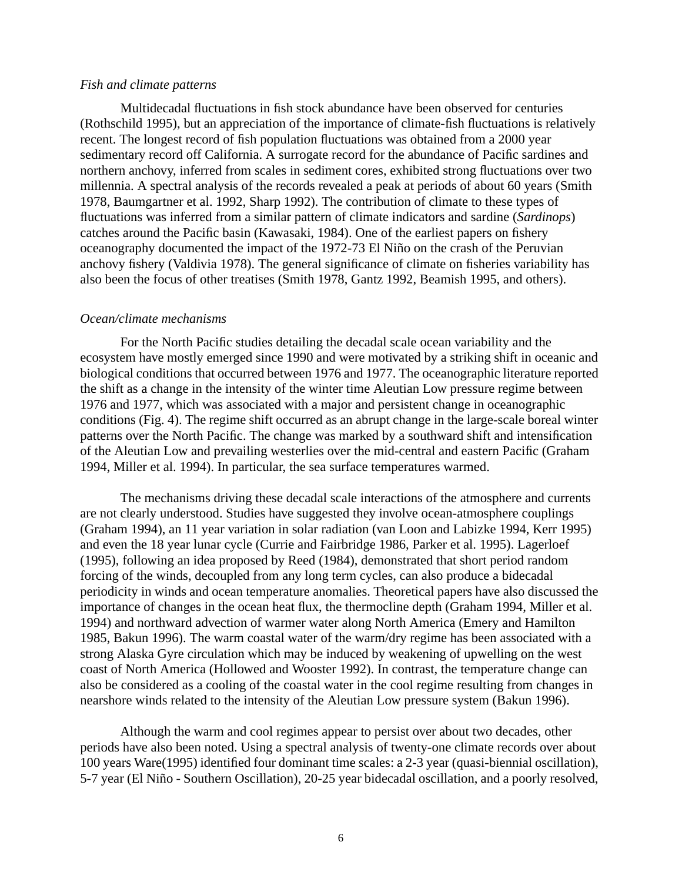*Fish and climate patterns*

Multidecadal fluctuations in fish stock abundance have been observed for centuries (Rothschild 1995), but an appreciation of the importance of climate-fish fluctuations is relatively recent. The longest record of fish population fluctuations was obtained from a 2000 year sedimentary record off California. A surrogate record for the abundance of Pacific sardines and northern anchovy, inferred from scales in sediment cores, exhibited strong fluctuations over two millennia. A spectral analysis of the records revealed a peak at periods of about 60 years (Smith 1978, Baumgartner et al. 1992, Sharp 1992). The contribution of climate to these types of fluctuations was inferred from a similar pattern of climate indicators and sardine (*Sardinops*) catches around the Pacific basin (Kawasaki, 1984). One of the earliest papers on fishery oceanography documented the impact of the 1972-73 El Niño on the crash of the Peruvian anchovy fishery (Valdivia 1978). The general significance of climate on fisheries variability has also been the focus of other treatises (Smith 1978, Gantz 1992, Beamish 1995, and others).

*Ocean/climate mechanisms*

For the North Pacific studies detailing the decadal scale ocean variability and the ecosystem have mostly emerged since 1990 and were motivated by a striking shift in oceanic and biological conditions that occurred between 1976 and 1977. The oceanographic literature reported the shift as a change in the intensity of the winter time Aleutian Low pressure regime between 1976 and 1977, which was associated with a major and persistent change in oceanographic conditions (Fig. 4). The regime shift occurred as an abrupt change in the large-scale boreal winter patterns over the North Pacific. The change was marked by a southward shift and intensification of the Aleutian Low and prevailing westerlies over the mid-central and eastern Pacific (Graham 1994, Miller et al. 1994). In particular, the sea surface temperatures warmed.

The mechanisms driving these decadal scale interactions of the atmosphere and currents are not clearly understood. Studies have suggested they involve ocean-atmosphere couplings (Graham 1994), an 11 year variation in solar radiation (van Loon and Labizke 1994, Kerr 1995) and even the 18 year lunar cycle (Currie and Fairbridge 1986, Parker et al. 1995). Lagerloef (1995), following an idea proposed by Reed (1984), demonstrated that short period random forcing of the winds, decoupled from any long term cycles, can also produce a bidecadal periodicity in winds and ocean temperature anomalies. Theoretical papers have also discussed the importance of changes in the ocean heat flux, the thermocline depth (Graham 1994, Miller et al. 1994) and northward advection of warmer water along North America (Emery and Hamilton 1985, Bakun 1996). The warm coastal water of the warm/dry regime has been associated with a strong Alaska Gyre circulation which may be induced by weakening of upwelling on the west coast of North America (Hollowed and Wooster 1992). In contrast, the temperature change can also be considered as a cooling of the coastal water in the cool regime resulting from changes in nearshore winds related to the intensity of the Aleutian Low pressure system (Bakun 1996).

Although the warm and cool regimes appear to persist over about two decades, other periods have also been noted. Using a spectral analysis of twenty-one climate records over about 100 years Ware(1995) identified four dominant time scales: a 2-3 year (quasi-biennial oscillation), 5-7 year (El Niño - Southern Oscillation), 20-25 year bidecadal oscillation, and a poorly resolved,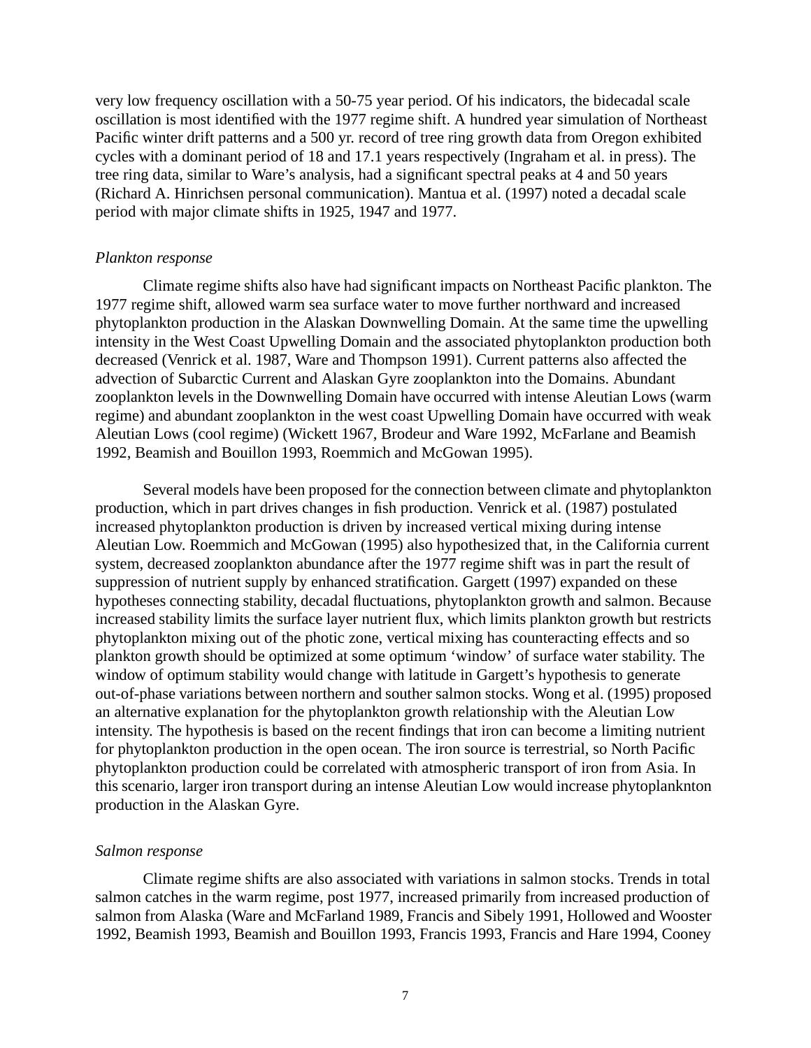very low frequency oscillation with a 50-75 year period. Of his indicators, the bidecadal scale oscillation is most identified with the 1977 regime shift. A hundred year simulation of Northeast Pacific winter drift patterns and a 500 yr. record of tree ring growth data from Oregon exhibited cycles with a dominant period of 18 and 17.1 years respectively (Ingraham et al. in press). The tree ring data, similar to Ware's analysis, had a significant spectral peaks at 4 and 50 years (Richard A. Hinrichsen personal communication). Mantua et al. (1997) noted a decadal scale period with major climate shifts in 1925, 1947 and 1977.

*Plankton response*

Climate regime shifts also have had significant impacts on Northeast Pacific plankton. The 1977 regime shift, allowed warm sea surface water to move further northward and increased phytoplankton production in the Alaskan Downwelling Domain. At the same time the upwelling intensity in the West Coast Upwelling Domain and the associated phytoplankton production both decreased (Venrick et al. 1987, Ware and Thompson 1991). Current patterns also affected the advection of Subarctic Current and Alaskan Gyre zooplankton into the Domains. Abundant zooplankton levels in the Downwelling Domain have occurred with intense Aleutian Lows (warm regime) and abundant zooplankton in the west coast Upwelling Domain have occurred with weak Aleutian Lows (cool regime) (Wickett 1967, Brodeur and Ware 1992, McFarlane and Beamish 1992, Beamish and Bouillon 1993, Roemmich and McGowan 1995).

Several models have been proposed for the connection between climate and phytoplankton production, which in part drives changes in fish production. Venrick et al. (1987) postulated increased phytoplankton production is driven by increased vertical mixing during intense Aleutian Low. Roemmich and McGowan (1995) also hypothesized that, in the California current system, decreased zooplankton abundance after the 1977 regime shift was in part the result of suppression of nutrient supply by enhanced stratification. Gargett (1997) expanded on these hypotheses connecting stability, decadal fluctuations, phytoplankton growth and salmon. Because increased stability limits the surface layer nutrient flux, which limits plankton growth but restricts phytoplankton mixing out of the photic zone, vertical mixing has counteracting effects and so plankton growth should be optimized at some optimum 'window' of surface water stability. The window of optimum stability would change with latitude in Gargett's hypothesis to generate out-of-phase variations between northern and souther salmon stocks. Wong et al. (1995) proposed an alternative explanation for the phytoplankton growth relationship with the Aleutian Low intensity. The hypothesis is based on the recent findings that iron can become a limiting nutrient for phytoplankton production in the open ocean. The iron source is terrestrial, so North Pacific phytoplankton production could be correlated with atmospheric transport of iron from Asia. In this scenario, larger iron transport during an intense Aleutian Low would increase phytoplanknton production in the Alaskan Gyre.

*Salmon response*

Climate regime shifts are also associated with variations in salmon stocks. Trends in total salmon catches in the warm regime, post 1977, increased primarily from increased production of salmon from Alaska (Ware and McFarland 1989, Francis and Sibely 1991, Hollowed and Wooster 1992, Beamish 1993, Beamish and Bouillon 1993, Francis 1993, Francis and Hare 1994, Cooney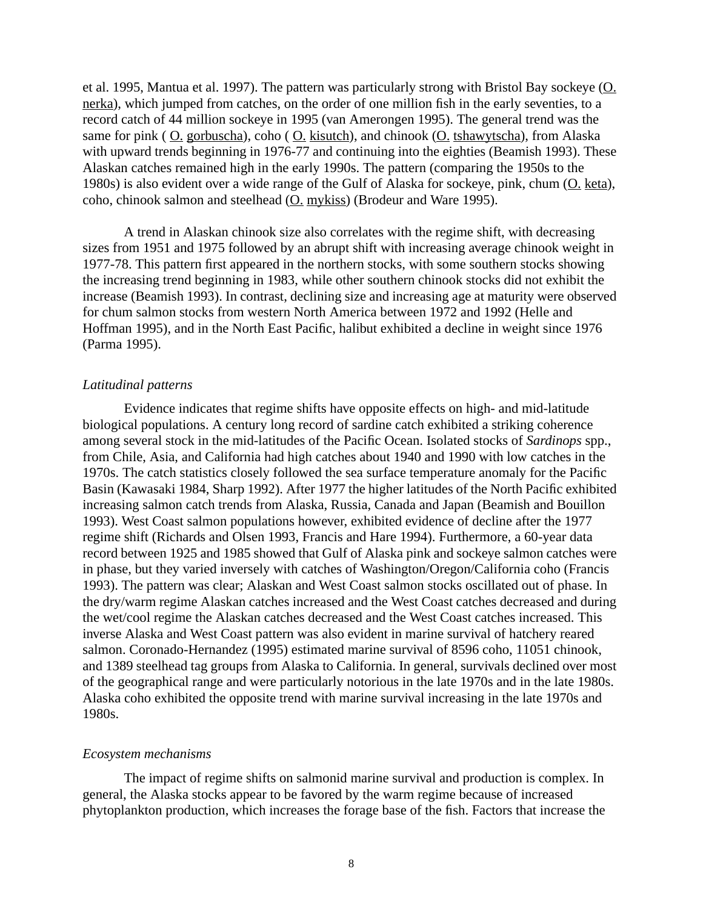et al. 1995, Mantua et al. 1997). The pattern was particularly strong with Bristol Bay sockeye (O. nerka), which jumped from catches, on the order of one million fish in the early seventies, to a record catch of 44 million sockeye in 1995 (van Amerongen 1995). The general trend was the same for pink ( O. gorbuscha), coho ( O. kisutch), and chinook (O. tshawytscha), from Alaska with upward trends beginning in 1976-77 and continuing into the eighties (Beamish 1993). These Alaskan catches remained high in the early 1990s. The pattern (comparing the 1950s to the 1980s) is also evident over a wide range of the Gulf of Alaska for sockeye, pink, chum (O. keta), coho, chinook salmon and steelhead (O. mykiss) (Brodeur and Ware 1995).

A trend in Alaskan chinook size also correlates with the regime shift, with decreasing sizes from 1951 and 1975 followed by an abrupt shift with increasing average chinook weight in 1977-78. This pattern first appeared in the northern stocks, with some southern stocks showing the increasing trend beginning in 1983, while other southern chinook stocks did not exhibit the increase (Beamish 1993). In contrast, declining size and increasing age at maturity were observed for chum salmon stocks from western North America between 1972 and 1992 (Helle and Hoffman 1995), and in the North East Pacific, halibut exhibited a decline in weight since 1976 (Parma 1995).

*Latitudinal patterns*

Evidence indicates that regime shifts have opposite effects on high- and mid-latitude biological populations. A century long record of sardine catch exhibited a striking coherence among several stock in the mid-latitudes of the Pacific Ocean. Isolated stocks of *Sardinops* spp., from Chile, Asia, and California had high catches about 1940 and 1990 with low catches in the 1970s. The catch statistics closely followed the sea surface temperature anomaly for the Pacific Basin (Kawasaki 1984, Sharp 1992). After 1977 the higher latitudes of the North Pacific exhibited increasing salmon catch trends from Alaska, Russia, Canada and Japan (Beamish and Bouillon 1993). West Coast salmon populations however, exhibited evidence of decline after the 1977 regime shift (Richards and Olsen 1993, Francis and Hare 1994). Furthermore, a 60-year data record between 1925 and 1985 showed that Gulf of Alaska pink and sockeye salmon catches were in phase, but they varied inversely with catches of Washington/Oregon/California coho (Francis 1993). The pattern was clear; Alaskan and West Coast salmon stocks oscillated out of phase. In the dry/warm regime Alaskan catches increased and the West Coast catches decreased and during the wet/cool regime the Alaskan catches decreased and the West Coast catches increased. This inverse Alaska and West Coast pattern was also evident in marine survival of hatchery reared salmon. Coronado-Hernandez (1995) estimated marine survival of 8596 coho, 11051 chinook, and 1389 steelhead tag groups from Alaska to California. In general, survivals declined over most of the geographical range and were particularly notorious in the late 1970s and in the late 1980s. Alaska coho exhibited the opposite trend with marine survival increasing in the late 1970s and 1980s.

*Ecosystem mechanisms*

The impact of regime shifts on salmonid marine survival and production is complex. In general, the Alaska stocks appear to be favored by the warm regime because of increased phytoplankton production, which increases the forage base of the fish. Factors that increase the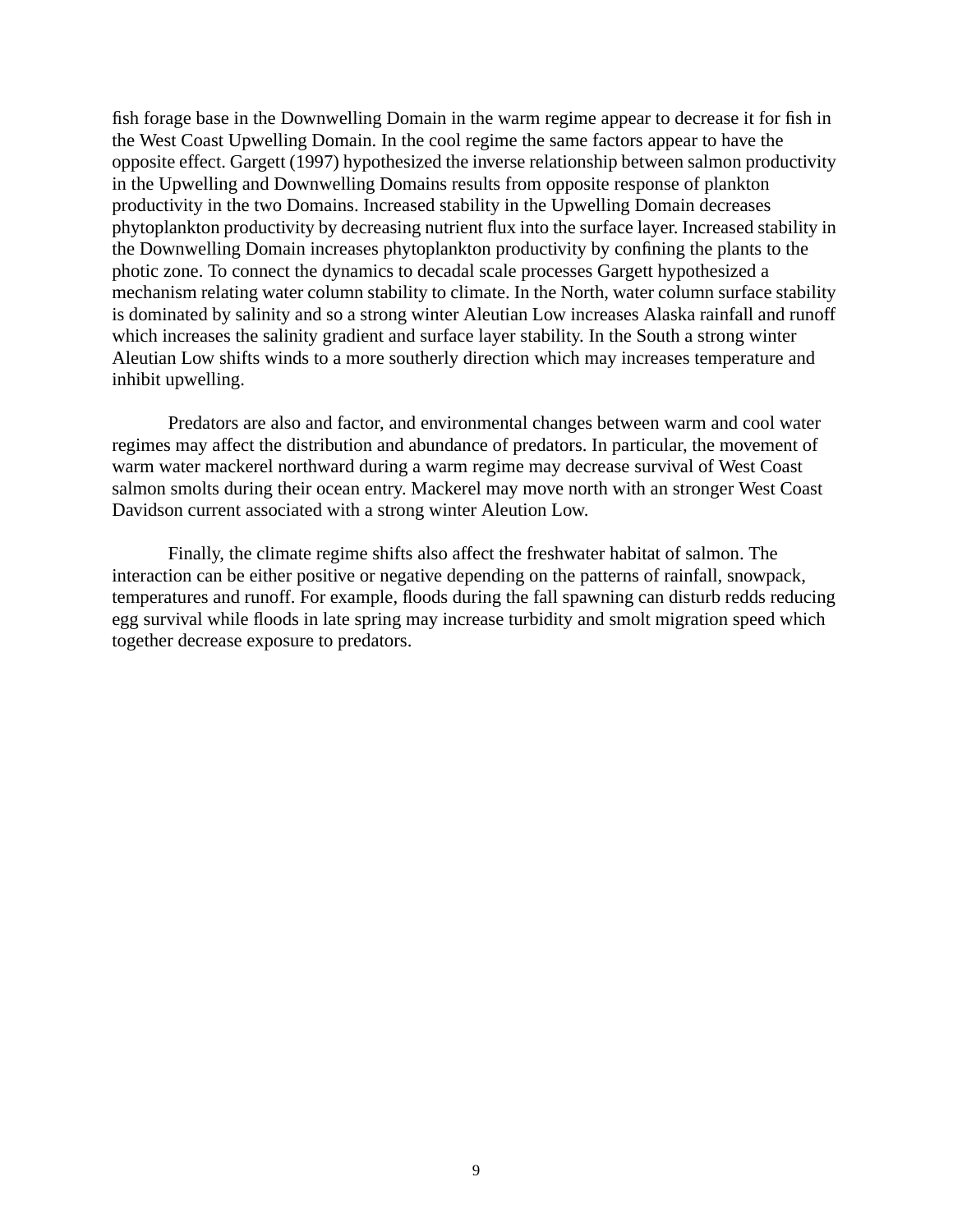fish forage base in the Downwelling Domain in the warm regime appear to decrease it for fish in the West Coast Upwelling Domain. In the cool regime the same factors appear to have the opposite effect. Gargett (1997) hypothesized the inverse relationship between salmon productivity in the Upwelling and Downwelling Domains results from opposite response of plankton productivity in the two Domains. Increased stability in the Upwelling Domain decreases phytoplankton productivity by decreasing nutrient flux into the surface layer. Increased stability in the Downwelling Domain increases phytoplankton productivity by confining the plants to the photic zone. To connect the dynamics to decadal scale processes Gargett hypothesized a mechanism relating water column stability to climate. In the North, water column surface stability is dominated by salinity and so a strong winter Aleutian Low increases Alaska rainfall and runoff which increases the salinity gradient and surface layer stability. In the South a strong winter Aleutian Low shifts winds to a more southerly direction which may increases temperature and inhibit upwelling.

Predators are also and factor, and environmental changes between warm and cool water regimes may affect the distribution and abundance of predators. In particular, the movement of warm water mackerel northward during a warm regime may decrease survival of West Coast salmon smolts during their ocean entry. Mackerel may move north with an stronger West Coast Davidson current associated with a strong winter Aleution Low.

Finally, the climate regime shifts also affect the freshwater habitat of salmon. The interaction can be either positive or negative depending on the patterns of rainfall, snowpack, temperatures and runoff. For example, floods during the fall spawning can disturb redds reducing egg survival while floods in late spring may increase turbidity and smolt migration speed which together decrease exposure to predators.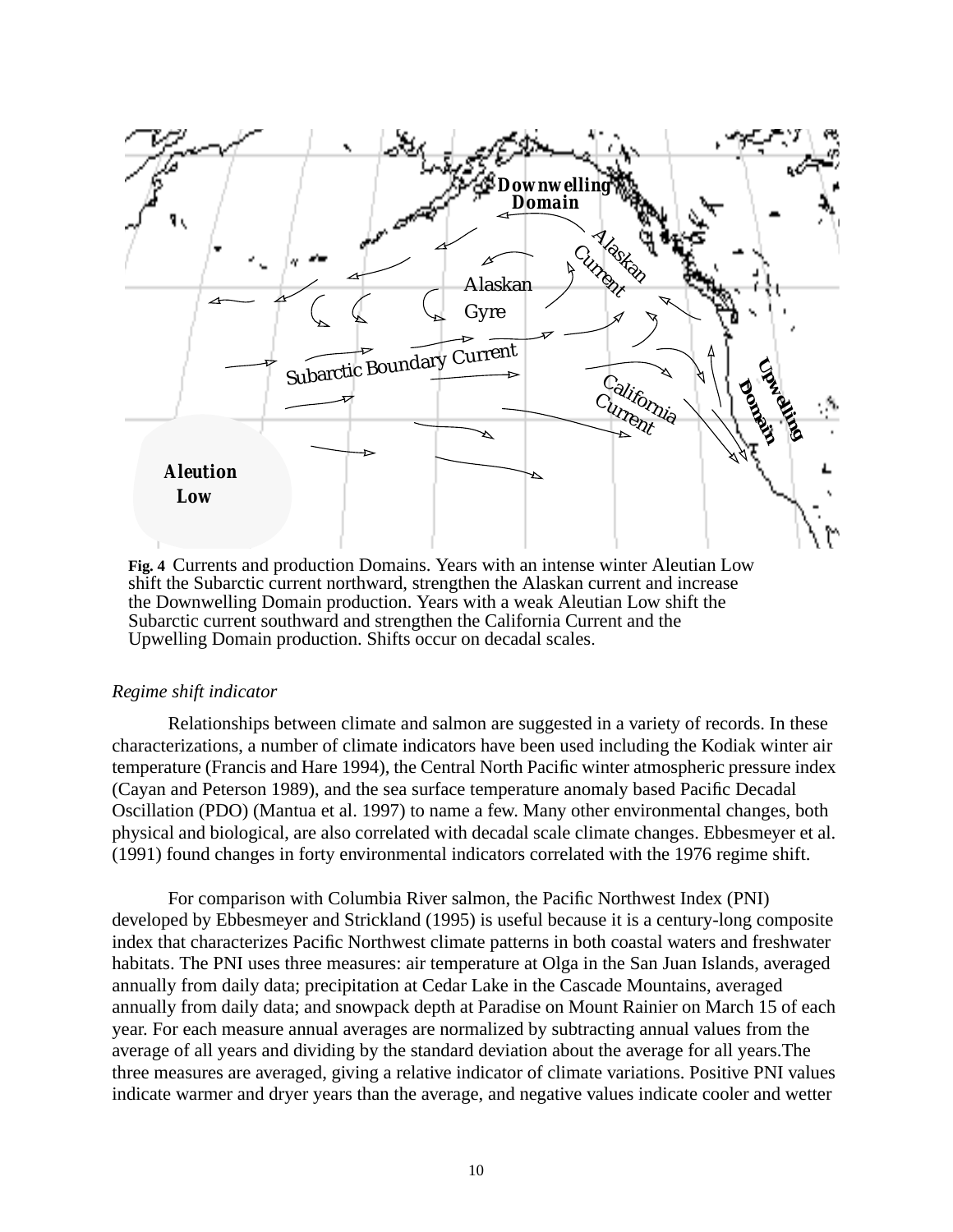**Fig. 4** Currents and production Domains. Years with an intense winter Aleutian Low shift the Subarctic current northward, strengthen the Alaskan current and increase the Downwelling Domain production. Years with a weak Aleutian Low shift the Subarctic current southward and strengthen the California Current and the Upwelling Domain production. Shifts occur on decadal scales.

*Regime shift indicator*

Relationships between climate and salmon are suggested in a variety of records. In these characterizations, a number of climate indicators have been used including the Kodiak winter air temperature (Francis and Hare 1994), the Central North Pacific winter atmospheric pressure index (Cayan and Peterson 1989), and the sea surface temperature anomaly based Pacific Decadal Oscillation (PDO) (Mantua et al. 1997) to name a few. Many other environmental changes, both physical and biological, are also correlated with decadal scale climate changes. Ebbesmeyer et al. (1991) found changes in forty environmental indicators correlated with the 1976 regime shift.

For comparison with Columbia River salmon, the Pacific Northwest Index (PNI) developed by Ebbesmeyer and Strickland (1995) is useful because it is a century-long composite index that characterizes Pacific Northwest climate patterns in both coastal waters and freshwater habitats. The PNI uses three measures: air temperature at Olga in the San Juan Islands, averaged annually from daily data; precipitation at Cedar Lake in the Cascade Mountains, averaged annually from daily data; and snowpack depth at Paradise on Mount Rainier on March 15 of each year. For each measure annual averages are normalized by subtracting annual values from the average of all years and dividing by the standard deviation about the average for all years.The three measures are averaged, giving a relative indicator of climate variations. Positive PNI values indicate warmer and dryer years than the average, and negative values indicate cooler and wetter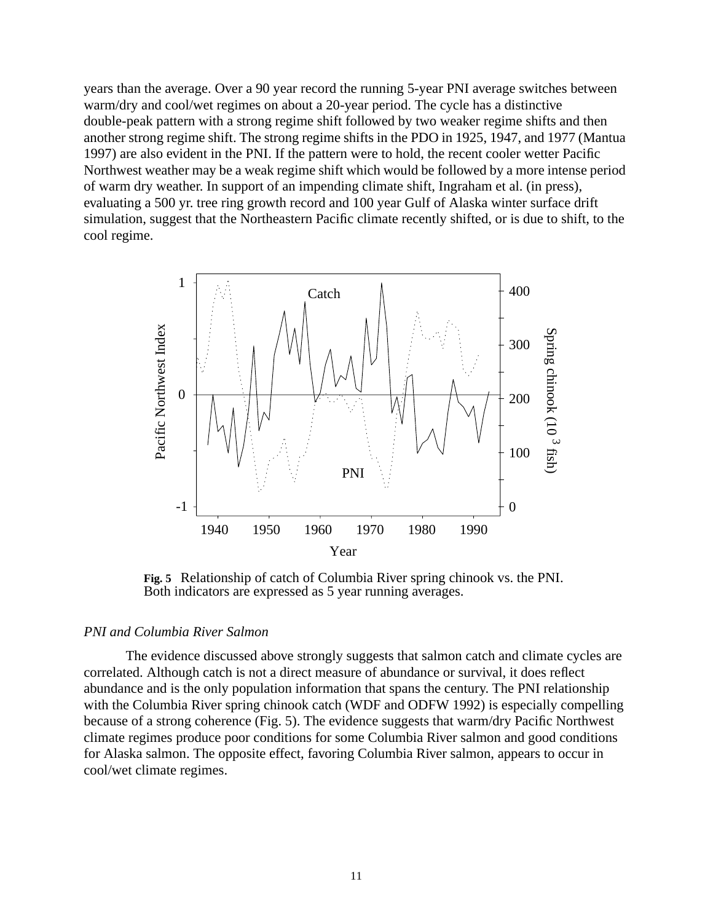years than the average. Over a 90 year record the running 5-year PNI average switches between warm/dry and cool/wet regimes on about a 20-year period. The cycle has a distinctive double-peak pattern with a strong regime shift followed by two weaker regime shifts and then another strong regime shift. The strong regime shifts in the PDO in 1925, 1947, and 1977 (Mantua 1997) are also evident in the PNI. If the pattern were to hold, the recent cooler wetter Pacific Northwest weather may be a weak regime shift which would be followed by a more intense period of warm dry weather. In support of an impending climate shift, Ingraham et al. (in press), evaluating a 500 yr. tree ring growth record and 100 year Gulf of Alaska winter surface drift simulation, suggest that the Northeastern Pacific climate recently shifted, or is due to shift, to the cool regime.

**Fig. 5** Relationship of catch of Columbia River spring chinook vs. the PNI. Both indicators are expressed as 5 year running averages.

*PNI and Columbia River Salmon*

The evidence discussed above strongly suggests that salmon catch and climate cycles are correlated. Although catch is not a direct measure of abundance or survival, it does reflect abundance and is the only population information that spans the century. The PNI relationship with the Columbia River spring chinook catch (WDF and ODFW 1992) is especially compelling because of a strong coherence (Fig. 5). The evidence suggests that warm/dry Pacific Northwest climate regimes produce poor conditions for some Columbia River salmon and good conditions for Alaska salmon. The opposite effect, favoring Columbia River salmon, appears to occur in cool/wet climate regimes.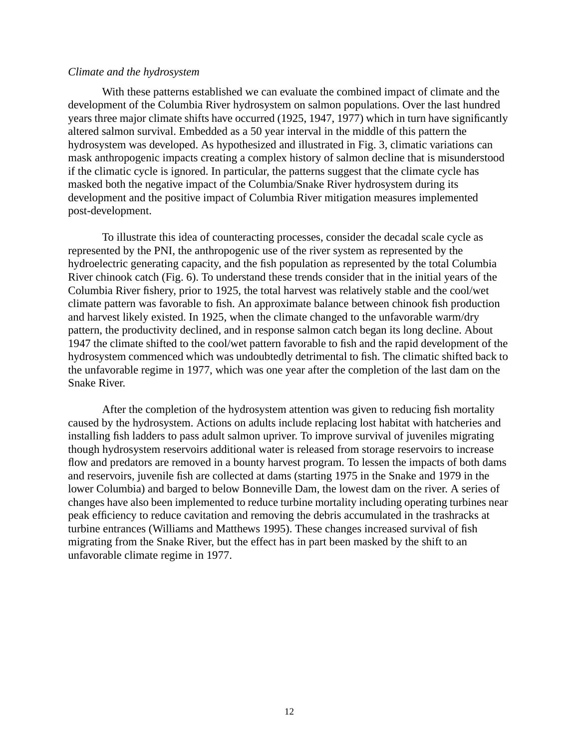*Climate and the hydrosystem*

With these patterns established we can evaluate the combined impact of climate and the development of the Columbia River hydrosystem on salmon populations. Over the last hundred years three major climate shifts have occurred (1925, 1947, 1977) which in turn have significantly altered salmon survival. Embedded as a 50 year interval in the middle of this pattern the hydrosystem was developed. As hypothesized and illustrated in Fig. 3, climatic variations can mask anthropogenic impacts creating a complex history of salmon decline that is misunderstood if the climatic cycle is ignored. In particular, the patterns suggest that the climate cycle has masked both the negative impact of the Columbia/Snake River hydrosystem during its development and the positive impact of Columbia River mitigation measures implemented post-development.

To illustrate this idea of counteracting processes, consider the decadal scale cycle as represented by the PNI, the anthropogenic use of the river system as represented by the hydroelectric generating capacity, and the fish population as represented by the total Columbia River chinook catch (Fig. 6). To understand these trends consider that in the initial years of the Columbia River fishery, prior to 1925, the total harvest was relatively stable and the cool/wet climate pattern was favorable to fish. An approximate balance between chinook fish production and harvest likely existed. In 1925, when the climate changed to the unfavorable warm/dry pattern, the productivity declined, and in response salmon catch began its long decline. About 1947 the climate shifted to the cool/wet pattern favorable to fish and the rapid development of the hydrosystem commenced which was undoubtedly detrimental to fish. The climatic shifted back to the unfavorable regime in 1977, which was one year after the completion of the last dam on the Snake River.

After the completion of the hydrosystem attention was given to reducing fish mortality caused by the hydrosystem. Actions on adults include replacing lost habitat with hatcheries and installing fish ladders to pass adult salmon upriver. To improve survival of juveniles migrating though hydrosystem reservoirs additional water is released from storage reservoirs to increase flow and predators are removed in a bounty harvest program. To lessen the impacts of both dams and reservoirs, juvenile fish are collected at dams (starting 1975 in the Snake and 1979 in the lower Columbia) and barged to below Bonneville Dam, the lowest dam on the river. A series of changes have also been implemented to reduce turbine mortality including operating turbines near peak efficiency to reduce cavitation and removing the debris accumulated in the trashracks at turbine entrances (Williams and Matthews 1995). These changes increased survival of fish migrating from the Snake River, but the effect has in part been masked by the shift to an unfavorable climate regime in 1977.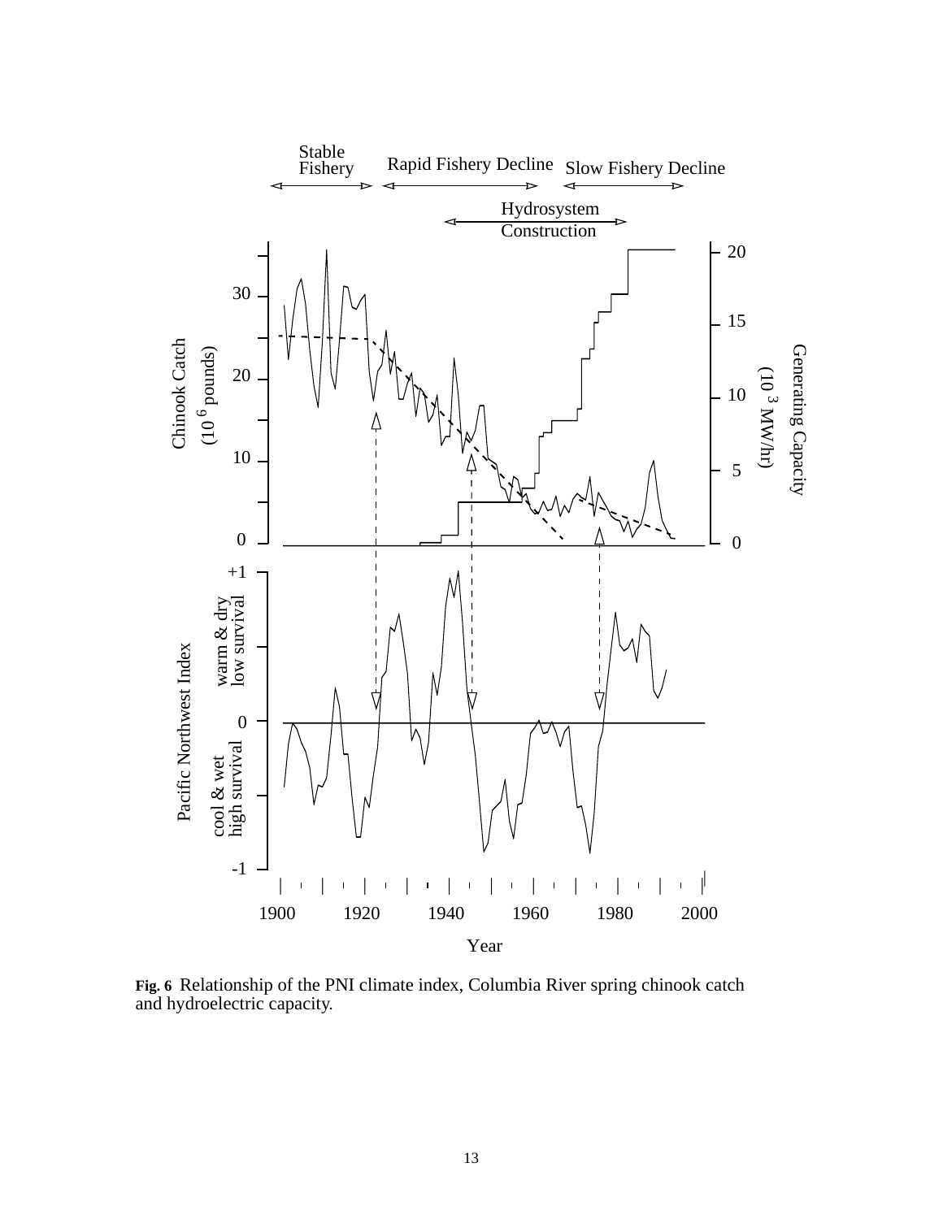**Fig. 6** Relationship of the PNI climate index, Columbia River spring chinook catch and hydroelectric capacity.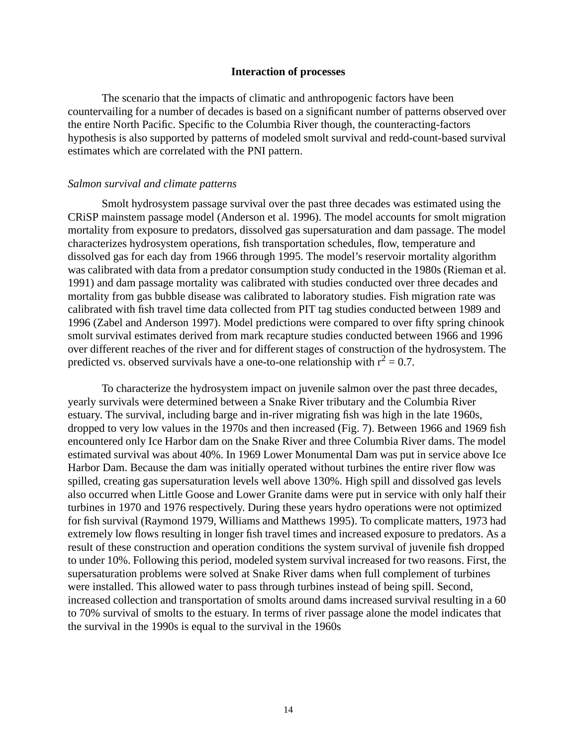### Interaction of processes

The scenario that the impacts of climatic and anthropogenic factors have been countervailing for a number of decades is based on a significant number of patterns observed over the entire North Pacific. Specific to the Columbia River though, the counteracting-factors hypothesis is also supported by patterns of modeled smolt survival and redd-count-based survival estimates which are correlated with the PNI pattern.

*Salmon survival and climate patterns*

Smolt hydrosystem passage survival over the past three decades was estimated using the CRiSP mainstem passage model (Anderson et al. 1996). The model accounts for smolt migration mortality from exposure to predators, dissolved gas supersaturation and dam passage. The model characterizes hydrosystem operations, fish transportation schedules, flow, temperature and dissolved gas for each day from 1966 through 1995. The model's reservoir mortality algorithm was calibrated with data from a predator consumption study conducted in the 1980s (Rieman et al. 1991) and dam passage mortality was calibrated with studies conducted over three decades and mortality from gas bubble disease was calibrated to laboratory studies. Fish migration rate was calibrated with fish travel time data collected from PIT tag studies conducted between 1989 and 1996 (Zabel and Anderson 1997). Model predictions were compared to over fifty spring chinook smolt survival estimates derived from mark recapture studies conducted between 1966 and 1996 over different reaches of the river and for different stages of construction of the hydrosystem. The predicted vs. observed survivals have a one-to-one relationship with $r^2 = 0.7$.

To characterize the hydrosystem impact on juvenile salmon over the past three decades, yearly survivals were determined between a Snake River tributary and the Columbia River estuary. The survival, including barge and in-river migrating fish was high in the late 1960s, dropped to very low values in the 1970s and then increased (Fig. 7). Between 1966 and 1969 fish encountered only Ice Harbor dam on the Snake River and three Columbia River dams. The model estimated survival was about 40%. In 1969 Lower Monumental Dam was put in service above Ice Harbor Dam. Because the dam was initially operated without turbines the entire river flow was spilled, creating gas supersaturation levels well above 130%. High spill and dissolved gas levels also occurred when Little Goose and Lower Granite dams were put in service with only half their turbines in 1970 and 1976 respectively. During these years hydro operations were not optimized for fish survival (Raymond 1979, Williams and Matthews 1995). To complicate matters, 1973 had extremely low flows resulting in longer fish travel times and increased exposure to predators. As a result of these construction and operation conditions the system survival of juvenile fish dropped to under 10%. Following this period, modeled system survival increased for two reasons. First, the supersaturation problems were solved at Snake River dams when full complement of turbines were installed. This allowed water to pass through turbines instead of being spill. Second, increased collection and transportation of smolts around dams increased survival resulting in a 60 to 70% survival of smolts to the estuary. In terms of river passage alone the model indicates that the survival in the 1990s is equal to the survival in the 1960s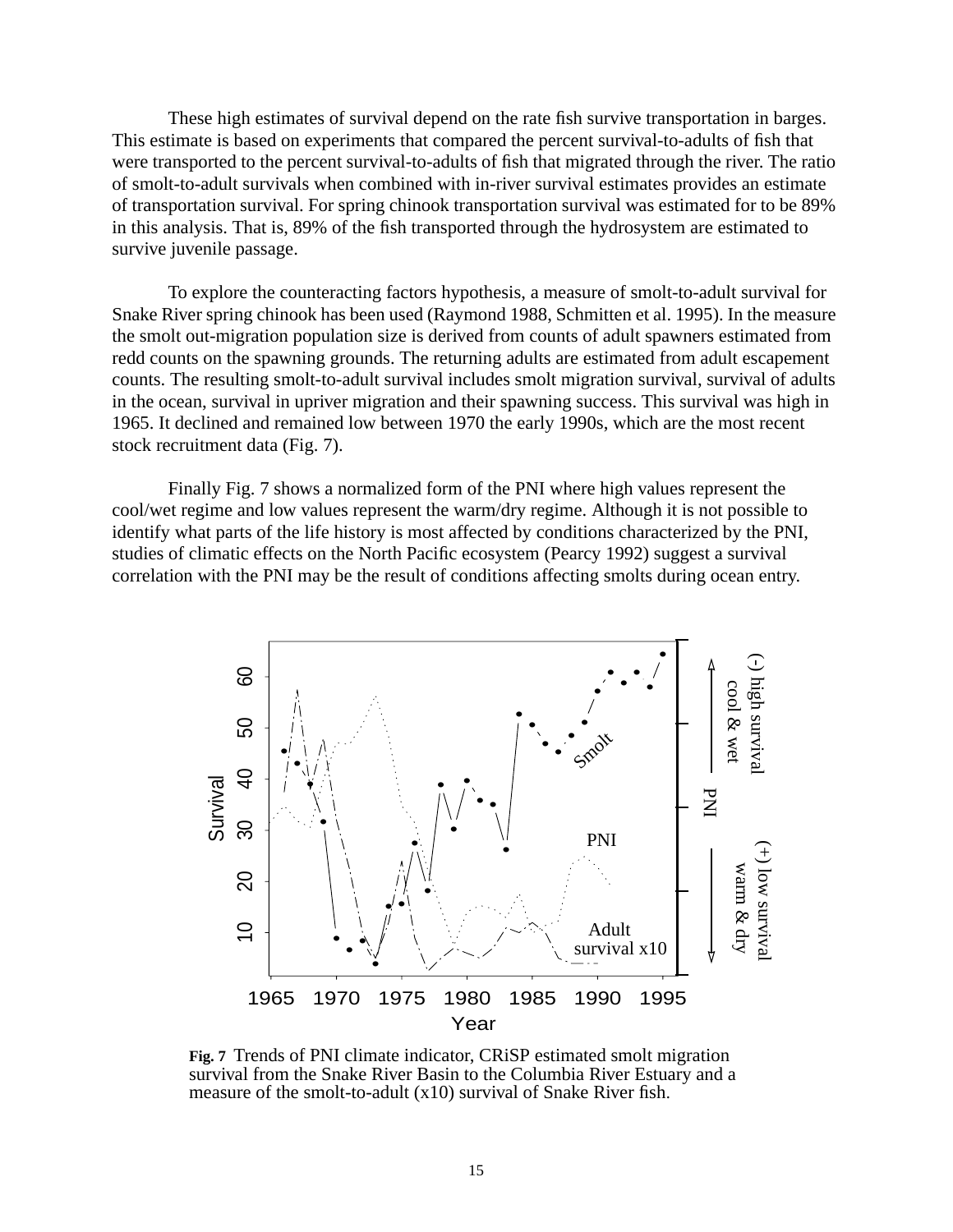These high estimates of survival depend on the rate fish survive transportation in barges. This estimate is based on experiments that compared the percent survival-to-adults of fish that were transported to the percent survival-to-adults of fish that migrated through the river. The ratio of smolt-to-adult survivals when combined with in-river survival estimates provides an estimate of transportation survival. For spring chinook transportation survival was estimated for to be 89% in this analysis. That is, 89% of the fish transported through the hydrosystem are estimated to survive juvenile passage.

To explore the counteracting factors hypothesis, a measure of smolt-to-adult survival for Snake River spring chinook has been used (Raymond 1988, Schmitten et al. 1995). In the measure the smolt out-migration population size is derived from counts of adult spawners estimated from redd counts on the spawning grounds. The returning adults are estimated from adult escapement counts. The resulting smolt-to-adult survival includes smolt migration survival, survival of adults in the ocean, survival in upriver migration and their spawning success. This survival was high in 1965. It declined and remained low between 1970 the early 1990s, which are the most recent stock recruitment data (Fig. 7).

Finally Fig. 7 shows a normalized form of the PNI where high values represent the cool/wet regime and low values represent the warm/dry regime. Although it is not possible to identify what parts of the life history is most affected by conditions characterized by the PNI, studies of climatic effects on the North Pacific ecosystem (Pearcy 1992) suggest a survival correlation with the PNI may be the result of conditions affecting smolts during ocean entry.

**Fig. 7** Trends of PNI climate indicator, CRiSP estimated smolt migration survival from the Snake River Basin to the Columbia River Estuary and a measure of the smolt-to-adult (x10) survival of Snake River fish.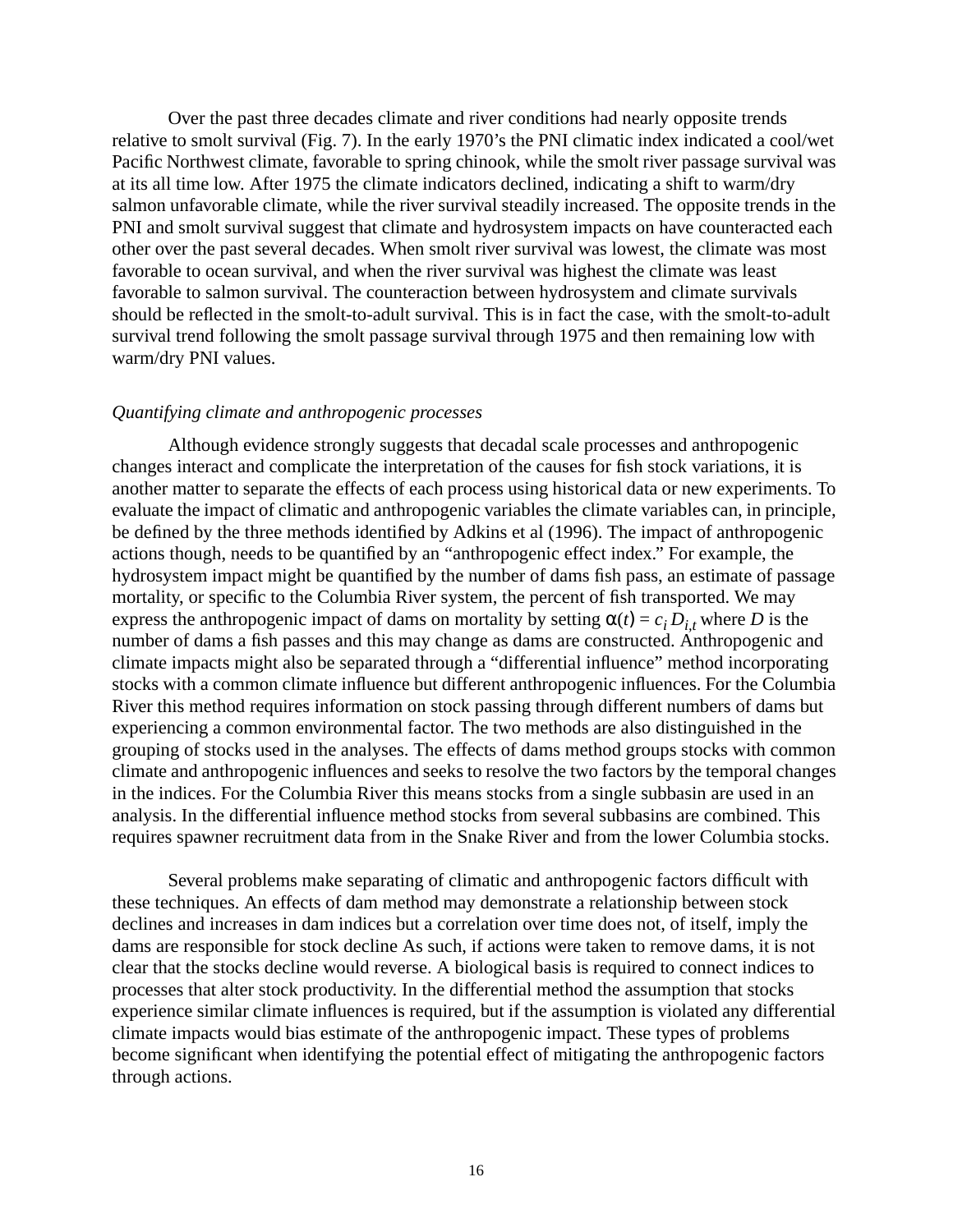Over the past three decades climate and river conditions had nearly opposite trends relative to smolt survival (Fig. 7). In the early 1970's the PNI climatic index indicated a cool/wet Pacific Northwest climate, favorable to spring chinook, while the smolt river passage survival was at its all time low. After 1975 the climate indicators declined, indicating a shift to warm/dry salmon unfavorable climate, while the river survival steadily increased. The opposite trends in the PNI and smolt survival suggest that climate and hydrosystem impacts on have counteracted each other over the past several decades. When smolt river survival was lowest, the climate was most favorable to ocean survival, and when the river survival was highest the climate was least favorable to salmon survival. The counteraction between hydrosystem and climate survivals should be reflected in the smolt-to-adult survival. This is in fact the case, with the smolt-to-adult survival trend following the smolt passage survival through 1975 and then remaining low with warm/dry PNI values.

*Quantifying climate and anthropogenic processes*

Although evidence strongly suggests that decadal scale processes and anthropogenic changes interact and complicate the interpretation of the causes for fish stock variations, it is another matter to separate the effects of each process using historical data or new experiments. To evaluate the impact of climatic and anthropogenic variables the climate variables can, in principle, be defined by the three methods identified by Adkins et al (1996). The impact of anthropogenic actions though, needs to be quantified by an "anthropogenic effect index." For example, the hydrosystem impact might be quantified by the number of dams fish pass, an estimate of passage mortality, or specific to the Columbia River system, the percent of fish transported. We may express the anthropogenic impact of dams on mortality by setting $\alpha(t) = c_i D_{i,t}$ where $D$ is the number of dams a fish passes and this may change as dams are constructed. Anthropogenic and climate impacts might also be separated through a "differential influence" method incorporating stocks with a common climate influence but different anthropogenic influences. For the Columbia River this method requires information on stock passing through different numbers of dams but experiencing a common environmental factor. The two methods are also distinguished in the grouping of stocks used in the analyses. The effects of dams method groups stocks with common climate and anthropogenic influences and seeks to resolve the two factors by the temporal changes in the indices. For the Columbia River this means stocks from a single subbasin are used in an analysis. In the differential influence method stocks from several subbasins are combined. This requires spawner recruitment data from in the Snake River and from the lower Columbia stocks.

Several problems make separating of climatic and anthropogenic factors difficult with these techniques. An effects of dam method may demonstrate a relationship between stock declines and increases in dam indices but a correlation over time does not, of itself, imply the dams are responsible for stock decline As such, if actions were taken to remove dams, it is not clear that the stocks decline would reverse. A biological basis is required to connect indices to processes that alter stock productivity. In the differential method the assumption that stocks experience similar climate influences is required, but if the assumption is violated any differential climate impacts would bias estimate of the anthropogenic impact. These types of problems become significant when identifying the potential effect of mitigating the anthropogenic factors through actions.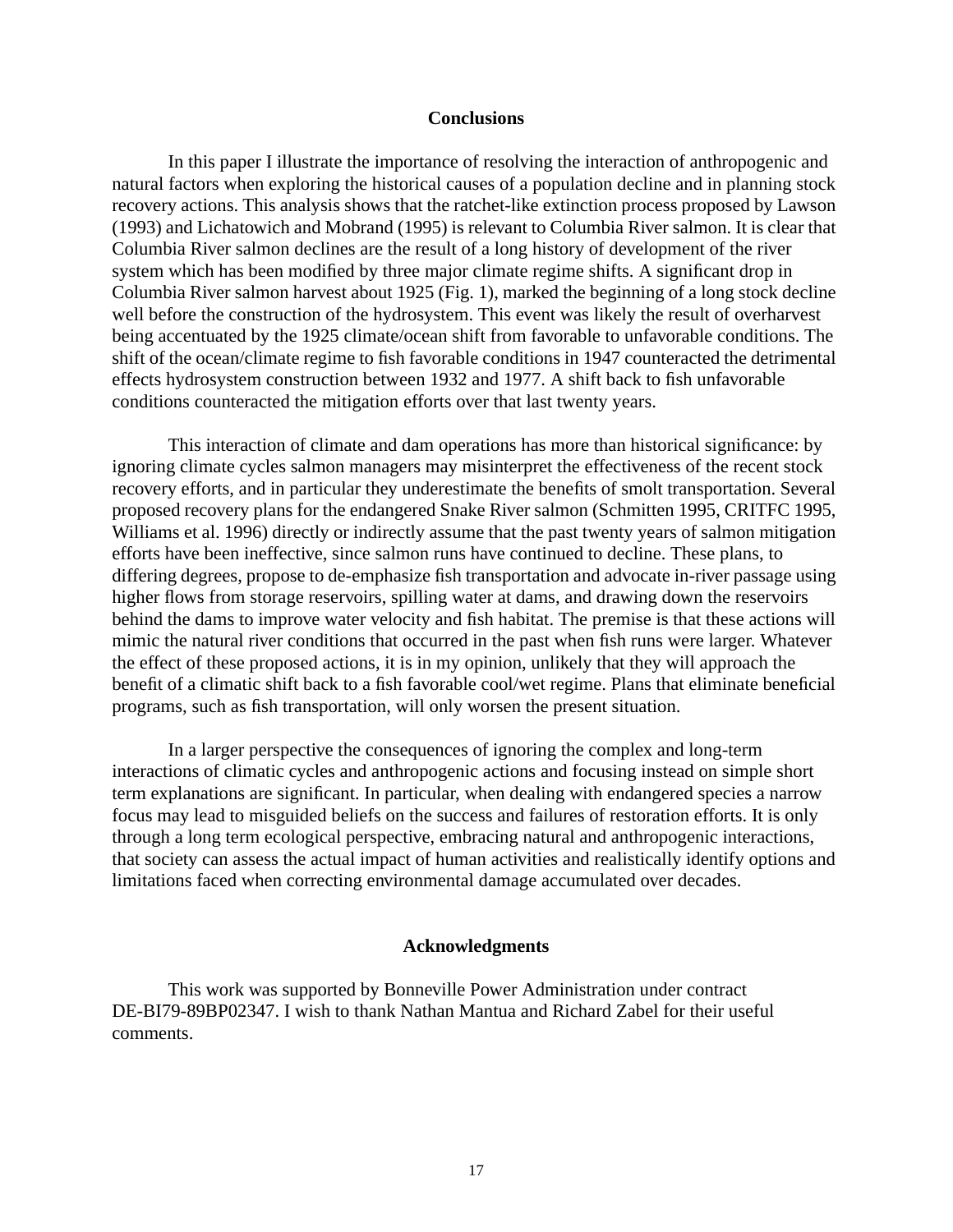## Conclusions

In this paper I illustrate the importance of resolving the interaction of anthropogenic and natural factors when exploring the historical causes of a population decline and in planning stock recovery actions. This analysis shows that the ratchet-like extinction process proposed by Lawson (1993) and Lichatowich and Mobrand (1995) is relevant to Columbia River salmon. It is clear that Columbia River salmon declines are the result of a long history of development of the river system which has been modified by three major climate regime shifts. A significant drop in Columbia River salmon harvest about 1925 (Fig. 1), marked the beginning of a long stock decline well before the construction of the hydrosystem. This event was likely the result of overharvest being accentuated by the 1925 climate/ocean shift from favorable to unfavorable conditions. The shift of the ocean/climate regime to fish favorable conditions in 1947 counteracted the detrimental effects hydrosystem construction between 1932 and 1977. A shift back to fish unfavorable conditions counteracted the mitigation efforts over that last twenty years.

This interaction of climate and dam operations has more than historical significance: by ignoring climate cycles salmon managers may misinterpret the effectiveness of the recent stock recovery efforts, and in particular they underestimate the benefits of smolt transportation. Several proposed recovery plans for the endangered Snake River salmon (Schmitten 1995, CRITFC 1995, Williams et al. 1996) directly or indirectly assume that the past twenty years of salmon mitigation efforts have been ineffective, since salmon runs have continued to decline. These plans, to differing degrees, propose to de-emphasize fish transportation and advocate in-river passage using higher flows from storage reservoirs, spilling water at dams, and drawing down the reservoirs behind the dams to improve water velocity and fish habitat. The premise is that these actions will mimic the natural river conditions that occurred in the past when fish runs were larger. Whatever the effect of these proposed actions, it is in my opinion, unlikely that they will approach the benefit of a climatic shift back to a fish favorable cool/wet regime. Plans that eliminate beneficial programs, such as fish transportation, will only worsen the present situation.

In a larger perspective the consequences of ignoring the complex and long-term interactions of climatic cycles and anthropogenic actions and focusing instead on simple short term explanations are significant. In particular, when dealing with endangered species a narrow focus may lead to misguided beliefs on the success and failures of restoration efforts. It is only through a long term ecological perspective, embracing natural and anthropogenic interactions, that society can assess the actual impact of human activities and realistically identify options and limitations faced when correcting environmental damage accumulated over decades.

## Acknowledgments

This work was supported by Bonneville Power Administration under contract DE-BI79-89BP02347. I wish to thank Nathan Mantua and Richard Zabel for their useful comments.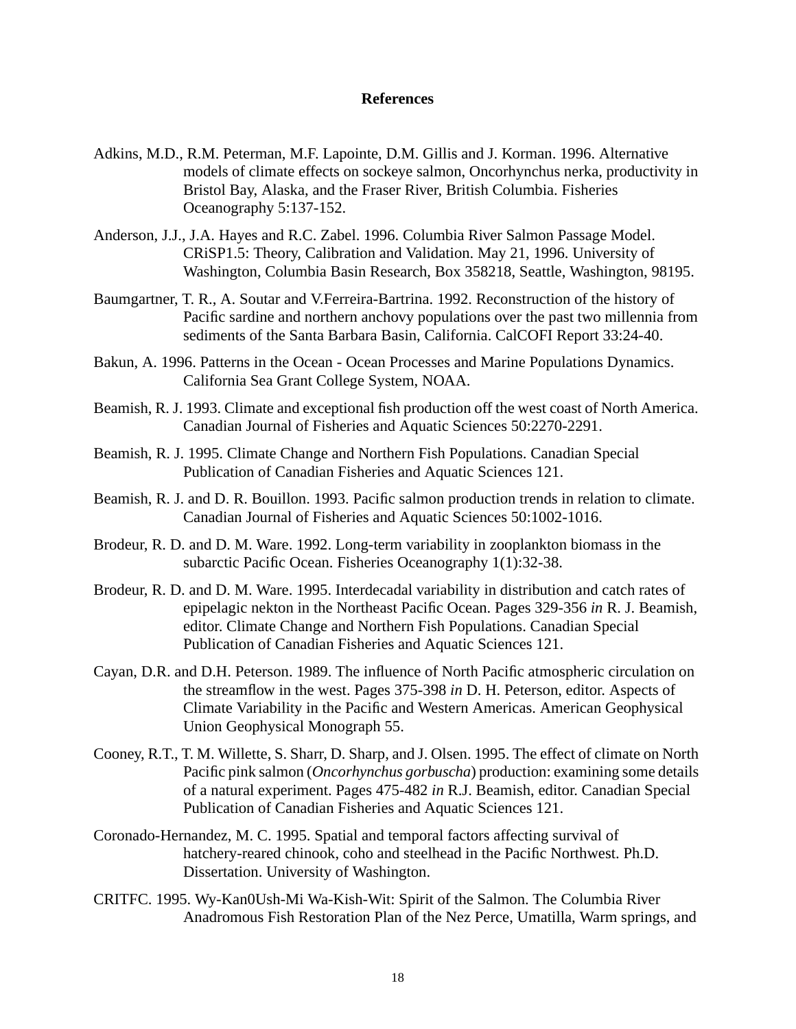## References

Adkins, M.D., R.M. Peterman, M.F. Lapointe, D.M. Gillis and J. Korman. 1996. Alternative models of climate effects on sockeye salmon, Oncorhynchus nerka, productivity in Bristol Bay, Alaska, and the Fraser River, British Columbia. Fisheries Oceanography 5:137-152.

Anderson, J.J., J.A. Hayes and R.C. Zabel. 1996. Columbia River Salmon Passage Model. CRiSP1.5: Theory, Calibration and Validation. May 21, 1996. University of Washington, Columbia Basin Research, Box 358218, Seattle, Washington, 98195.

Baumgartner, T. R., A. Soutar and V.Ferreira-Bartrina. 1992. Reconstruction of the history of Pacific sardine and northern anchovy populations over the past two millennia from sediments of the Santa Barbara Basin, California. CalCOFI Report 33:24-40.

Bakun, A. 1996. Patterns in the Ocean - Ocean Processes and Marine Populations Dynamics. California Sea Grant College System, NOAA.

Beamish, R. J. 1993. Climate and exceptional fish production off the west coast of North America. Canadian Journal of Fisheries and Aquatic Sciences 50:2270-2291.

Beamish, R. J. 1995. Climate Change and Northern Fish Populations. Canadian Special Publication of Canadian Fisheries and Aquatic Sciences 121.

Beamish, R. J. and D. R. Bouillon. 1993. Pacific salmon production trends in relation to climate. Canadian Journal of Fisheries and Aquatic Sciences 50:1002-1016.

Brodeur, R. D. and D. M. Ware. 1992. Long-term variability in zooplankton biomass in the subarctic Pacific Ocean. Fisheries Oceanography 1(1):32-38.

Brodeur, R. D. and D. M. Ware. 1995. Interdecadal variability in distribution and catch rates of epipelagic nekton in the Northeast Pacific Ocean. Pages 329-356 *in* R. J. Beamish, editor. Climate Change and Northern Fish Populations. Canadian Special Publication of Canadian Fisheries and Aquatic Sciences 121.

Cayan, D.R. and D.H. Peterson. 1989. The influence of North Pacific atmospheric circulation on the streamflow in the west. Pages 375-398 *in* D. H. Peterson, editor. Aspects of Climate Variability in the Pacific and Western Americas. American Geophysical Union Geophysical Monograph 55.

Cooney, R.T., T. M. Willette, S. Sharr, D. Sharp, and J. Olsen. 1995. The effect of climate on North Pacific pink salmon (*Oncorhynchus gorbuscha*) production: examining some details of a natural experiment. Pages 475-482 *in* R.J. Beamish, editor. Canadian Special Publication of Canadian Fisheries and Aquatic Sciences 121.

Coronado-Hernandez, M. C. 1995. Spatial and temporal factors affecting survival of hatchery-reared chinook, coho and steelhead in the Pacific Northwest. Ph.D. Dissertation. University of Washington.

CRITFC. 1995. Wy-Kan0Ush-Mi Wa-Kish-Wit: Spirit of the Salmon. The Columbia River Anadromous Fish Restoration Plan of the Nez Perce, Umatilla, Warm springs, and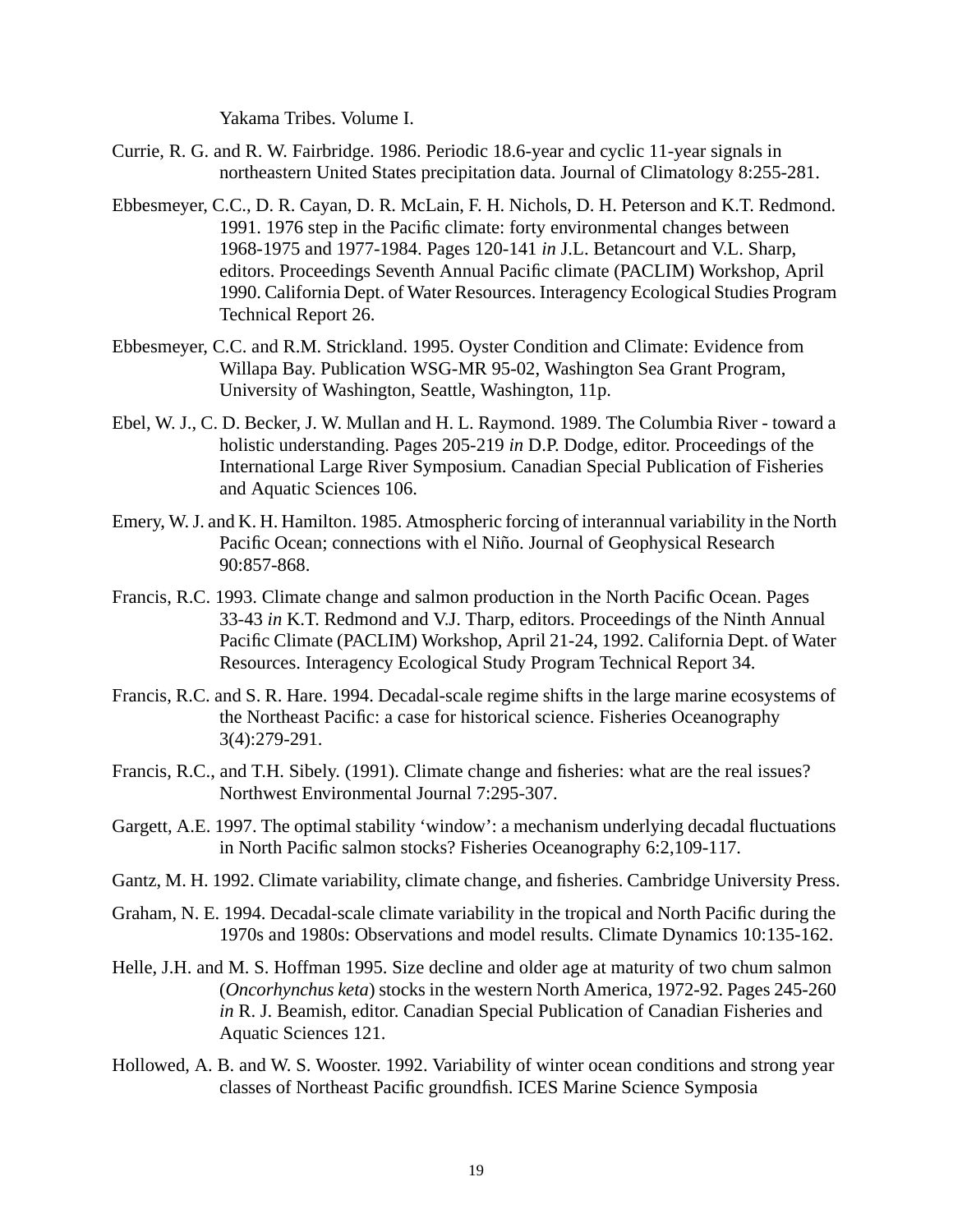Yakama Tribes. Volume I.

Currie, R. G. and R. W. Fairbridge. 1986. Periodic 18.6-year and cyclic 11-year signals in northeastern United States precipitation data. Journal of Climatology 8:255-281.

Ebbesmeyer, C.C., D. R. Cayan, D. R. McLain, F. H. Nichols, D. H. Peterson and K.T. Redmond. 1991. 1976 step in the Pacific climate: forty environmental changes between 1968-1975 and 1977-1984. Pages 120-141 *in* J.L. Betancourt and V.L. Sharp, editors. Proceedings Seventh Annual Pacific climate (PACLIM) Workshop, April 1990. California Dept. of Water Resources. Interagency Ecological Studies Program Technical Report 26.

Ebbesmeyer, C.C. and R.M. Strickland. 1995. Oyster Condition and Climate: Evidence from Willapa Bay. Publication WSG-MR 95-02, Washington Sea Grant Program, University of Washington, Seattle, Washington, 11p.

Ebel, W. J., C. D. Becker, J. W. Mullan and H. L. Raymond. 1989. The Columbia River - toward a holistic understanding. Pages 205-219 *in* D.P. Dodge, editor. Proceedings of the International Large River Symposium. Canadian Special Publication of Fisheries and Aquatic Sciences 106.

Emery, W. J. and K. H. Hamilton. 1985. Atmospheric forcing of interannual variability in the North Pacific Ocean; connections with el Niño. Journal of Geophysical Research 90:857-868.

Francis, R.C. 1993. Climate change and salmon production in the North Pacific Ocean. Pages 33-43 *in* K.T. Redmond and V.J. Tharp, editors. Proceedings of the Ninth Annual Pacific Climate (PACLIM) Workshop, April 21-24, 1992. California Dept. of Water Resources. Interagency Ecological Study Program Technical Report 34.

Francis, R.C. and S. R. Hare. 1994. Decadal-scale regime shifts in the large marine ecosystems of the Northeast Pacific: a case for historical science. Fisheries Oceanography 3(4):279-291.

Francis, R.C., and T.H. Sibely. (1991). Climate change and fisheries: what are the real issues? Northwest Environmental Journal 7:295-307.

Gargett, A.E. 1997. The optimal stability 'window': a mechanism underlying decadal fluctuations in North Pacific salmon stocks? Fisheries Oceanography 6:2,109-117.

Gantz, M. H. 1992. Climate variability, climate change, and fisheries. Cambridge University Press.

Graham, N. E. 1994. Decadal-scale climate variability in the tropical and North Pacific during the 1970s and 1980s: Observations and model results. Climate Dynamics 10:135-162.

Helle, J.H. and M. S. Hoffman 1995. Size decline and older age at maturity of two chum salmon (*Oncorhynchus keta*) stocks in the western North America, 1972-92. Pages 245-260 *in* R. J. Beamish, editor. Canadian Special Publication of Canadian Fisheries and Aquatic Sciences 121.

Hollowed, A. B. and W. S. Wooster. 1992. Variability of winter ocean conditions and strong year classes of Northeast Pacific groundfish. ICES Marine Science Symposia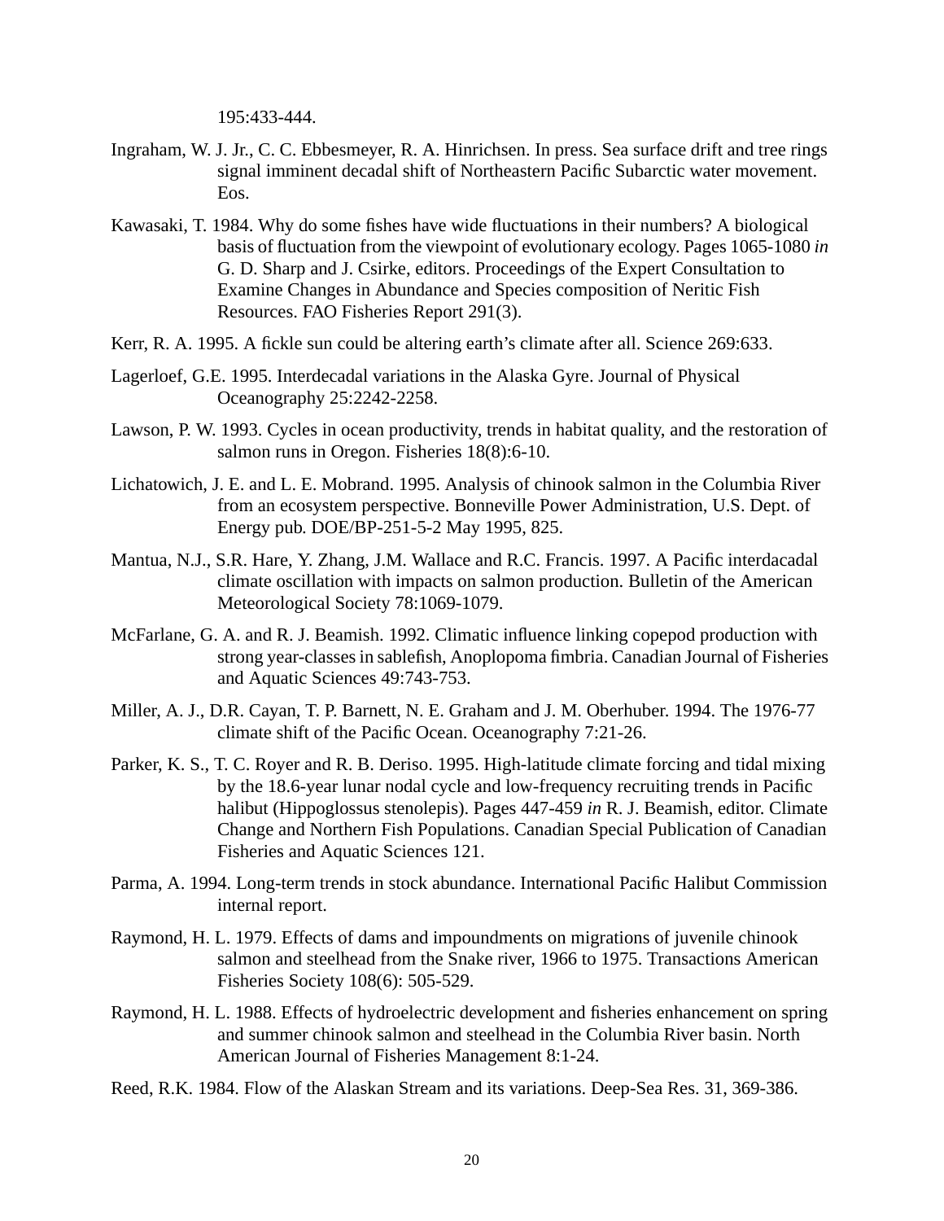195:433-444.

Ingraham, W. J. Jr., C. C. Ebbesmeyer, R. A. Hinrichsen. In press. Sea surface drift and tree rings signal imminent decadal shift of Northeastern Pacific Subarctic water movement. Eos.

Kawasaki, T. 1984. Why do some fishes have wide fluctuations in their numbers? A biological basis of fluctuation from the viewpoint of evolutionary ecology. Pages 1065-1080 *in* G. D. Sharp and J. Csirke, editors. Proceedings of the Expert Consultation to Examine Changes in Abundance and Species composition of Neritic Fish Resources. FAO Fisheries Report 291(3).

Kerr, R. A. 1995. A fickle sun could be altering earth's climate after all. Science 269:633.

Lagerloef, G.E. 1995. Interdecadal variations in the Alaska Gyre. Journal of Physical Oceanography 25:2242-2258.

Lawson, P. W. 1993. Cycles in ocean productivity, trends in habitat quality, and the restoration of salmon runs in Oregon. Fisheries 18(8):6-10.

Lichatowich, J. E. and L. E. Mobrand. 1995. Analysis of chinook salmon in the Columbia River from an ecosystem perspective. Bonneville Power Administration, U.S. Dept. of Energy pub. DOE/BP-251-5-2 May 1995, 825.

Mantua, N.J., S.R. Hare, Y. Zhang, J.M. Wallace and R.C. Francis. 1997. A Pacific interdacadal climate oscillation with impacts on salmon production. Bulletin of the American Meteorological Society 78:1069-1079.

McFarlane, G. A. and R. J. Beamish. 1992. Climatic influence linking copepod production with strong year-classes in sablefish, Anoplopoma fimbria. Canadian Journal of Fisheries and Aquatic Sciences 49:743-753.

Miller, A. J., D.R. Cayan, T. P. Barnett, N. E. Graham and J. M. Oberhuber. 1994. The 1976-77 climate shift of the Pacific Ocean. Oceanography 7:21-26.

Parker, K. S., T. C. Royer and R. B. Deriso. 1995. High-latitude climate forcing and tidal mixing by the 18.6-year lunar nodal cycle and low-frequency recruiting trends in Pacific halibut (Hippoglossus stenolepis). Pages 447-459 *in* R. J. Beamish, editor. Climate Change and Northern Fish Populations. Canadian Special Publication of Canadian Fisheries and Aquatic Sciences 121.

Parma, A. 1994. Long-term trends in stock abundance. International Pacific Halibut Commission internal report.

Raymond, H. L. 1979. Effects of dams and impoundments on migrations of juvenile chinook salmon and steelhead from the Snake river, 1966 to 1975. Transactions American Fisheries Society 108(6): 505-529.

Raymond, H. L. 1988. Effects of hydroelectric development and fisheries enhancement on spring and summer chinook salmon and steelhead in the Columbia River basin. North American Journal of Fisheries Management 8:1-24.

Reed, R.K. 1984. Flow of the Alaskan Stream and its variations. Deep-Sea Res. 31, 369-386.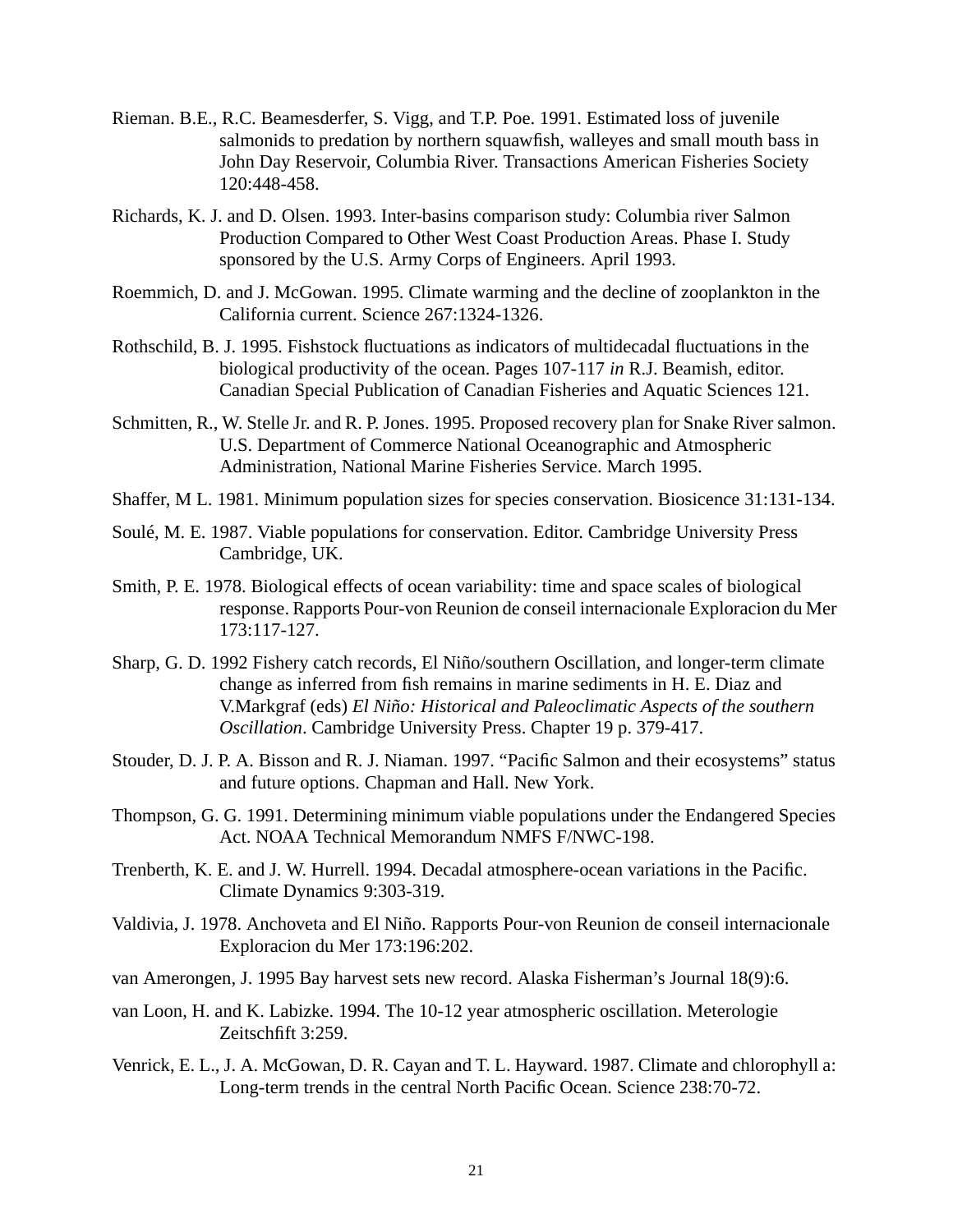Rieman. B.E., R.C. Beamesderfer, S. Vigg, and T.P. Poe. 1991. Estimated loss of juvenile salmonids to predation by northern squawfish, walleyes and small mouth bass in John Day Reservoir, Columbia River. Transactions American Fisheries Society 120:448-458.

Richards, K. J. and D. Olsen. 1993. Inter-basins comparison study: Columbia river Salmon Production Compared to Other West Coast Production Areas. Phase I. Study sponsored by the U.S. Army Corps of Engineers. April 1993.

Roemmich, D. and J. McGowan. 1995. Climate warming and the decline of zooplankton in the California current. Science 267:1324-1326.

Rothschild, B. J. 1995. Fishstock fluctuations as indicators of multidecadal fluctuations in the biological productivity of the ocean. Pages 107-117 *in* R.J. Beamish, editor. Canadian Special Publication of Canadian Fisheries and Aquatic Sciences 121.

Schmitten, R., W. Stelle Jr. and R. P. Jones. 1995. Proposed recovery plan for Snake River salmon. U.S. Department of Commerce National Oceanographic and Atmospheric Administration, National Marine Fisheries Service. March 1995.

Shaffer, M L. 1981. Minimum population sizes for species conservation. Biosicence 31:131-134.

Soulé, M. E. 1987. Viable populations for conservation. Editor. Cambridge University Press Cambridge, UK.

Smith, P. E. 1978. Biological effects of ocean variability: time and space scales of biological response. Rapports Pour-von Reunion de conseil internacionale Exploracion du Mer 173:117-127.

Sharp, G. D. 1992 Fishery catch records, El Niño/southern Oscillation, and longer-term climate change as inferred from fish remains in marine sediments in H. E. Diaz and V.Markgraf (eds) *El Niño: Historical and Paleoclimatic Aspects of the southern Oscillation*. Cambridge University Press. Chapter 19 p. 379-417.

Stouder, D. J. P. A. Bisson and R. J. Niaman. 1997. “Pacific Salmon and their ecosystems” status and future options. Chapman and Hall. New York.

Thompson, G. G. 1991. Determining minimum viable populations under the Endangered Species Act. NOAA Technical Memorandum NMFS F/NWC-198.

Trenberth, K. E. and J. W. Hurrell. 1994. Decadal atmosphere-ocean variations in the Pacific. Climate Dynamics 9:303-319.

Valdivia, J. 1978. Anchoveta and El Niño. Rapports Pour-von Reunion de conseil internacionale Exploracion du Mer 173:196:202.

van Amerongen, J. 1995 Bay harvest sets new record. Alaska Fisherman’s Journal 18(9):6.

van Loon, H. and K. Labizke. 1994. The 10-12 year atmospheric oscillation. Meterologie Zeitschfift 3:259.

Venrick, E. L., J. A. McGowan, D. R. Cayan and T. L. Hayward. 1987. Climate and chlorophyll a: Long-term trends in the central North Pacific Ocean. Science 238:70-72.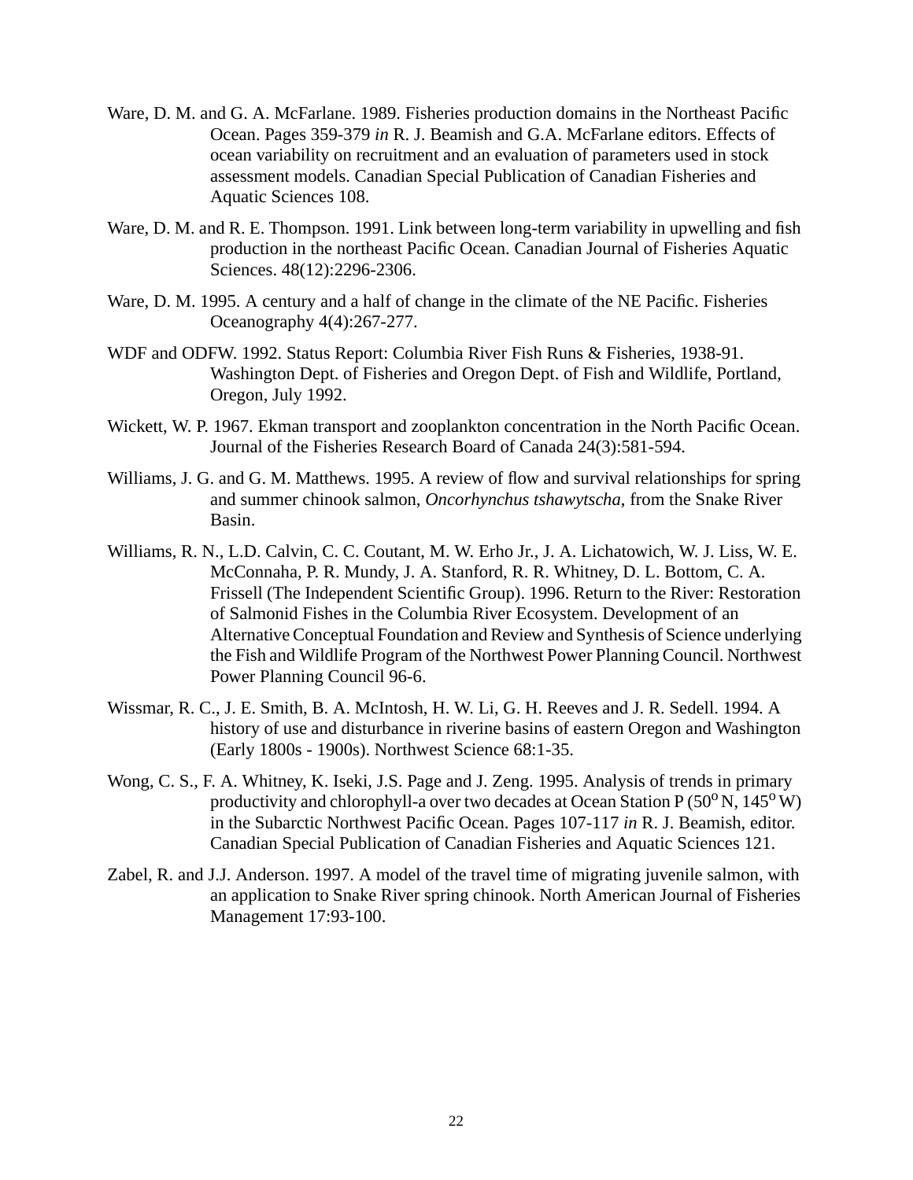Ware, D. M. and G. A. McFarlane. 1989. Fisheries production domains in the Northeast Pacific Ocean. Pages 359-379 *in* R. J. Beamish and G.A. McFarlane editors. Effects of ocean variability on recruitment and an evaluation of parameters used in stock assessment models. Canadian Special Publication of Canadian Fisheries and Aquatic Sciences 108.

Ware, D. M. and R. E. Thompson. 1991. Link between long-term variability in upwelling and fish production in the northeast Pacific Ocean. Canadian Journal of Fisheries Aquatic Sciences. 48(12):2296-2306.

Ware, D. M. 1995. A century and a half of change in the climate of the NE Pacific. Fisheries Oceanography 4(4):267-277.

WDF and ODFW. 1992. Status Report: Columbia River Fish Runs & Fisheries, 1938-91. Washington Dept. of Fisheries and Oregon Dept. of Fish and Wildlife, Portland, Oregon, July 1992.

Wickett, W. P. 1967. Ekman transport and zooplankton concentration in the North Pacific Ocean. Journal of the Fisheries Research Board of Canada 24(3):581-594.

Williams, J. G. and G. M. Matthews. 1995. A review of flow and survival relationships for spring and summer chinook salmon, *Oncorhynchus tshawytscha*, from the Snake River Basin.

Williams, R. N., L.D. Calvin, C. C. Coutant, M. W. Erho Jr., J. A. Lichatowich, W. J. Liss, W. E. McConnaha, P. R. Mundy, J. A. Stanford, R. R. Whitney, D. L. Bottom, C. A. Frissell (The Independent Scientific Group). 1996. Return to the River: Restoration of Salmonid Fishes in the Columbia River Ecosystem. Development of an Alternative Conceptual Foundation and Review and Synthesis of Science underlying the Fish and Wildlife Program of the Northwest Power Planning Council. Northwest Power Planning Council 96-6.

Wissmar, R. C., J. E. Smith, B. A. McIntosh, H. W. Li, G. H. Reeves and J. R. Sedell. 1994. A history of use and disturbance in riverine basins of eastern Oregon and Washington (Early 1800s - 1900s). Northwest Science 68:1-35.

Wong, C. S., F. A. Whitney, K. Iseki, J.S. Page and J. Zeng. 1995. Analysis of trends in primary productivity and chlorophyll-a over two decades at Ocean Station P ($50^{o}$ N, $145^{o}$ W) in the Subarctic Northwest Pacific Ocean. Pages 107-117 *in* R. J. Beamish, editor. Canadian Special Publication of Canadian Fisheries and Aquatic Sciences 121.

Zabel, R. and J.J. Anderson. 1997. A model of the travel time of migrating juvenile salmon, with an application to Snake River spring chinook. North American Journal of Fisheries Management 17:93-100.